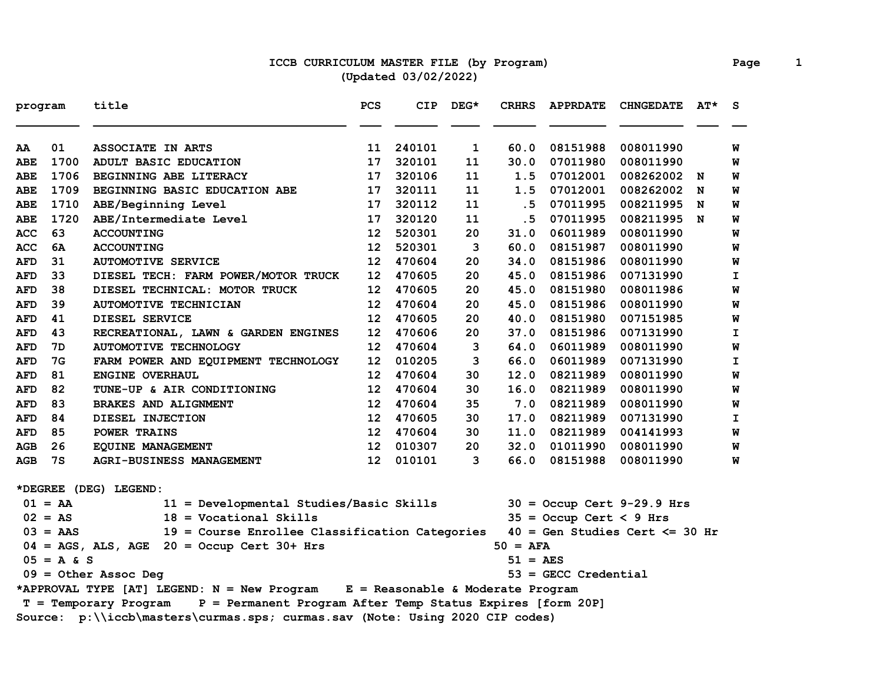# ICCB CURRICULUM MASTER FILE (by Program)

(Updated 03/02/2022)

| program | | title | PCS | CIP | DEG* | CRHRS | APPRDATE | CHNGEDATE | AT* | S |
|---|---|---|---|---|---|---|---|---|---|---|
| AA | 01 | ASSOCIATE IN ARTS | 11 | 240101 | 1 | 60.0 | 08151988 | 008011990 | | W |
| ABE | 1700 | ADULT BASIC EDUCATION | 17 | 320101 | 11 | 30.0 | 07011980 | 008011990 | | W |
| ABE | 1706 | BEGINNING ABE LITERACY | 17 | 320106 | 11 | 1.5 | 07012001 | 008262002 | N | W |
| ABE | 1709 | BEGINNING BASIC EDUCATION ABE | 17 | 320111 | 11 | 1.5 | 07012001 | 008262002 | N | W |
| ABE | 1710 | ABE/Beginning Level | 17 | 320112 | 11 | .5 | 07011995 | 008211995 | N | W |
| ABE | 1720 | ABE/Intermediate Level | 17 | 320120 | 11 | .5 | 07011995 | 008211995 | N | W |
| ACC | 63 | ACCOUNTING | 12 | 520301 | 20 | 31.0 | 06011989 | 008011990 | | W |
| ACC | 6A | ACCOUNTING | 12 | 520301 | 3 | 60.0 | 08151987 | 008011990 | | W |
| AFD | 31 | AUTOMOTIVE SERVICE | 12 | 470604 | 20 | 34.0 | 08151986 | 008011990 | | W |
| AFD | 33 | DIESEL TECH: FARM POWER/MOTOR TRUCK | 12 | 470605 | 20 | 45.0 | 08151986 | 007131990 | | I |
| AFD | 38 | DIESEL TECHNICAL: MOTOR TRUCK | 12 | 470605 | 20 | 45.0 | 08151980 | 008011986 | | W |
| AFD | 39 | AUTOMOTIVE TECHNICIAN | 12 | 470604 | 20 | 45.0 | 08151986 | 008011990 | | W |
| AFD | 41 | DIESEL SERVICE | 12 | 470605 | 20 | 40.0 | 08151980 | 007151985 | | W |
| AFD | 43 | RECREATIONAL, LAWN & GARDEN ENGINES | 12 | 470606 | 20 | 37.0 | 08151986 | 007131990 | | I |
| AFD | 7D | AUTOMOTIVE TECHNOLOGY | 12 | 470604 | 3 | 64.0 | 06011989 | 008011990 | | W |
| AFD | 7G | FARM POWER AND EQUIPMENT TECHNOLOGY | 12 | 010205 | 3 | 66.0 | 06011989 | 007131990 | | I |
| AFD | 81 | ENGINE OVERHAUL | 12 | 470604 | 30 | 12.0 | 08211989 | 008011990 | | W |
| AFD | 82 | TUNE-UP & AIR CONDITIONING | 12 | 470604 | 30 | 16.0 | 08211989 | 008011990 | | W |
| AFD | 83 | BRAKES AND ALIGNMENT | 12 | 470604 | 35 | 7.0 | 08211989 | 008011990 | | W |
| AFD | 84 | DIESEL INJECTION | 12 | 470605 | 30 | 17.0 | 08211989 | 007131990 | | I |
| AFD | 85 | POWER TRAINS | 12 | 470604 | 30 | 11.0 | 08211989 | 004141993 | | W |
| AGB | 26 | EQUINE MANAGEMENT | 12 | 010307 | 20 | 32.0 | 01011990 | 008011990 | | W |
| AGB | 7S | AGRI-BUSINESS MANAGEMENT | 12 | 010101 | 3 | 66.0 | 08151988 | 008011990 | | W |

*DEGREE (DEG) LEGEND:

- 01 = AA
- 02 = AS
- 03 = AAS
- 04 = AGS, ALS, AGE
- 05 = A & S
- 09 = Other Assoc Deg
- 11 = Developmental Studies/Basic Skills
- 18 = Vocational Skills
- 19 = Course Enrollee Classification Categories
- 20 = Occup Cert 30+ Hrs
- 30 = Occup Cert 9-29.9 Hrs
- 35 = Occup Cert < 9 Hrs
- 40 = Gen Studies Cert <= 30 Hr
- 50 = AFA
- 51 = AES
- 53 = GECC Credential

*APPROVAL TYPE [AT] LEGEND: N = New Program    E = Reasonable & Moderate Program
T = Temporary Program    P = Permanent Program After Temp Status Expires [form 20P]

Source: p:\\iccb\masters\curmas.sps; curmas.sav (Note: Using 2020 CIP codes)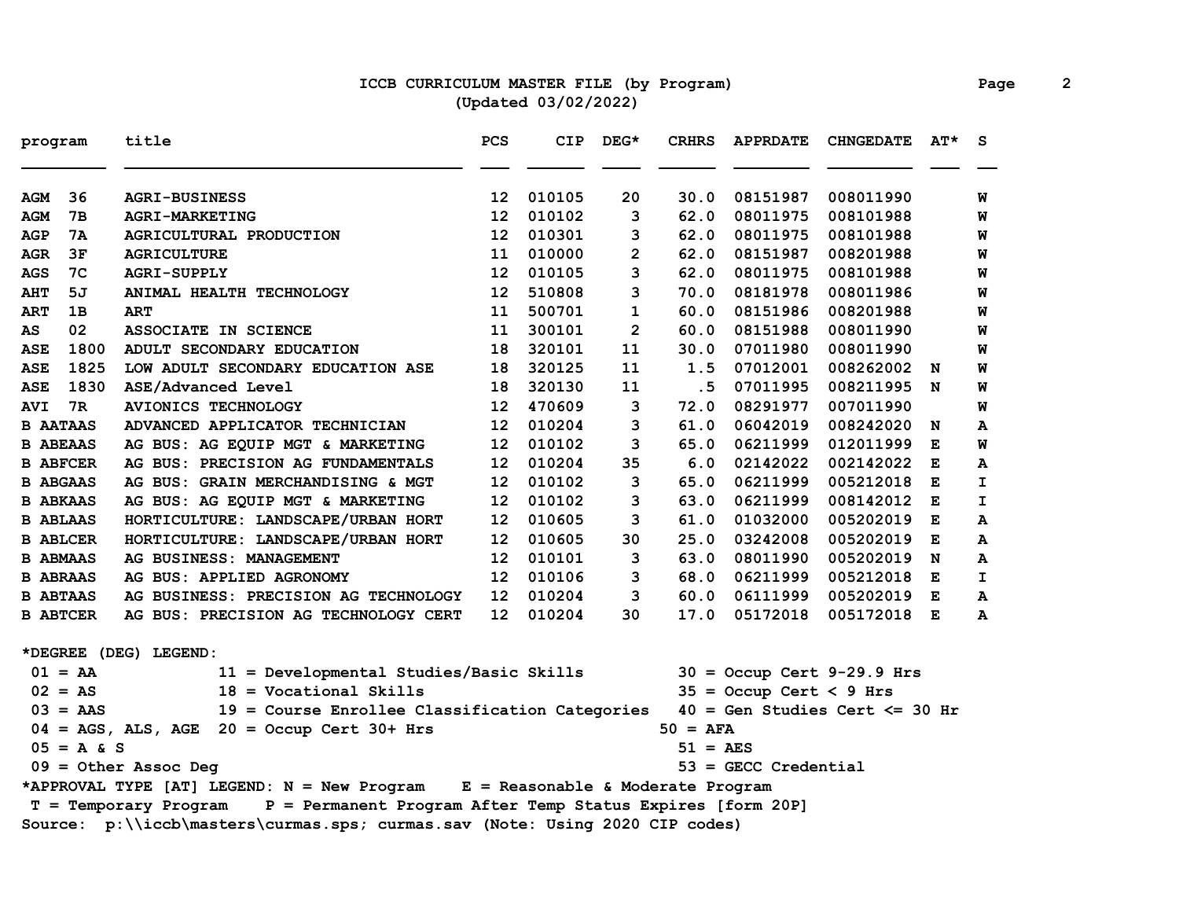# ICCB CURRICULUM MASTER FILE (by Program)
(Updated 03/02/2022)

| program | title | PCS | CIP | DEG* | CRHRS | APPRDATE | CHNGEDATE | AT* | S |
|---|---|---|---|---|---|---|---|---|---|
| AGM 36 | AGRI-BUSINESS | 12 | 010105 | 20 | 30.0 | 08151987 | 008011990 | | W |
| AGM 7B | AGRI-MARKETING | 12 | 010102 | 3 | 62.0 | 08011975 | 008101988 | | W |
| AGP 7A | AGRICULTURAL PRODUCTION | 12 | 010301 | 3 | 62.0 | 08011975 | 008101988 | | W |
| AGR 3F | AGRICULTURE | 11 | 010000 | 2 | 62.0 | 08151987 | 008201988 | | W |
| AGS 7C | AGRI-SUPPLY | 12 | 010105 | 3 | 62.0 | 08011975 | 008101988 | | W |
| AHT 5J | ANIMAL HEALTH TECHNOLOGY | 12 | 510808 | 3 | 70.0 | 08181978 | 008011986 | | W |
| ART 1B | ART | 11 | 500701 | 1 | 60.0 | 08151986 | 008201988 | | W |
| AS 02 | ASSOCIATE IN SCIENCE | 11 | 300101 | 2 | 60.0 | 08151988 | 008011990 | | W |
| ASE 1800 | ADULT SECONDARY EDUCATION | 18 | 320101 | 11 | 30.0 | 07011980 | 008011990 | | W |
| ASE 1825 | LOW ADULT SECONDARY EDUCATION ASE | 18 | 320125 | 11 | 1.5 | 07012001 | 008262002 | N | W |
| ASE 1830 | ASE/Advanced Level | 18 | 320130 | 11 | .5 | 07011995 | 008211995 | N | W |
| AVI 7R | AVIONICS TECHNOLOGY | 12 | 470609 | 3 | 72.0 | 08291977 | 007011990 | | W |
| B AATAAS | ADVANCED APPLICATOR TECHNICIAN | 12 | 010204 | 3 | 61.0 | 06042019 | 008242020 | N | A |
| B ABEAAS | AG BUS: AG EQUIP MGT & MARKETING | 12 | 010102 | 3 | 65.0 | 06211999 | 012011999 | E | W |
| B ABFCER | AG BUS: PRECISION AG FUNDAMENTALS | 12 | 010204 | 35 | 6.0 | 02142022 | 002142022 | E | A |
| B ABGAAS | AG BUS: GRAIN MERCHANDISING & MGT | 12 | 010102 | 3 | 65.0 | 06211999 | 005212018 | E | I |
| B ABKAAS | AG BUS: AG EQUIP MGT & MARKETING | 12 | 010102 | 3 | 63.0 | 06211999 | 008142012 | E | I |
| B ABLAAS | HORTICULTURE: LANDSCAPE/URBAN HORT | 12 | 010605 | 3 | 61.0 | 01032000 | 005202019 | E | A |
| B ABLCER | HORTICULTURE: LANDSCAPE/URBAN HORT | 12 | 010605 | 30 | 25.0 | 03242008 | 005202019 | E | A |
| B ABMAAS | AG BUSINESS: MANAGEMENT | 12 | 010101 | 3 | 63.0 | 08011990 | 005202019 | N | A |
| B ABRAAS | AG BUS: APPLIED AGRONOMY | 12 | 010106 | 3 | 68.0 | 06211999 | 005212018 | E | I |
| B ABTAAS | AG BUSINESS: PRECISION AG TECHNOLOGY | 12 | 010204 | 3 | 60.0 | 06111999 | 005202019 | E | A |
| B ABTCER | AG BUS: PRECISION AG TECHNOLOGY CERT | 12 | 010204 | 30 | 17.0 | 05172018 | 005172018 | E | A |

*DEGREE (DEG) LEGEND:

- 01 = AA
- 02 = AS
- 03 = AAS
- 04 = AGS, ALS, AGE
- 05 = A & S
- 09 = Other Assoc Deg
- 11 = Developmental Studies/Basic Skills
- 18 = Vocational Skills
- 19 = Course Enrollee Classification Categories
- 20 = Occup Cert 30+ Hrs
- 30 = Occup Cert 9-29.9 Hrs
- 35 = Occup Cert < 9 Hrs
- 40 = Gen Studies Cert <= 30 Hr
- 50 = AFA
- 51 = AES
- 53 = GECC Credential

*APPROVAL TYPE [AT] LEGEND: N = New Program E = Reasonable & Moderate Program
T = Temporary Program P = Permanent Program After Temp Status Expires [form 20P]

Source: p:\\iccb\masters\curmas.sps; curmas.sav (Note: Using 2020 CIP codes)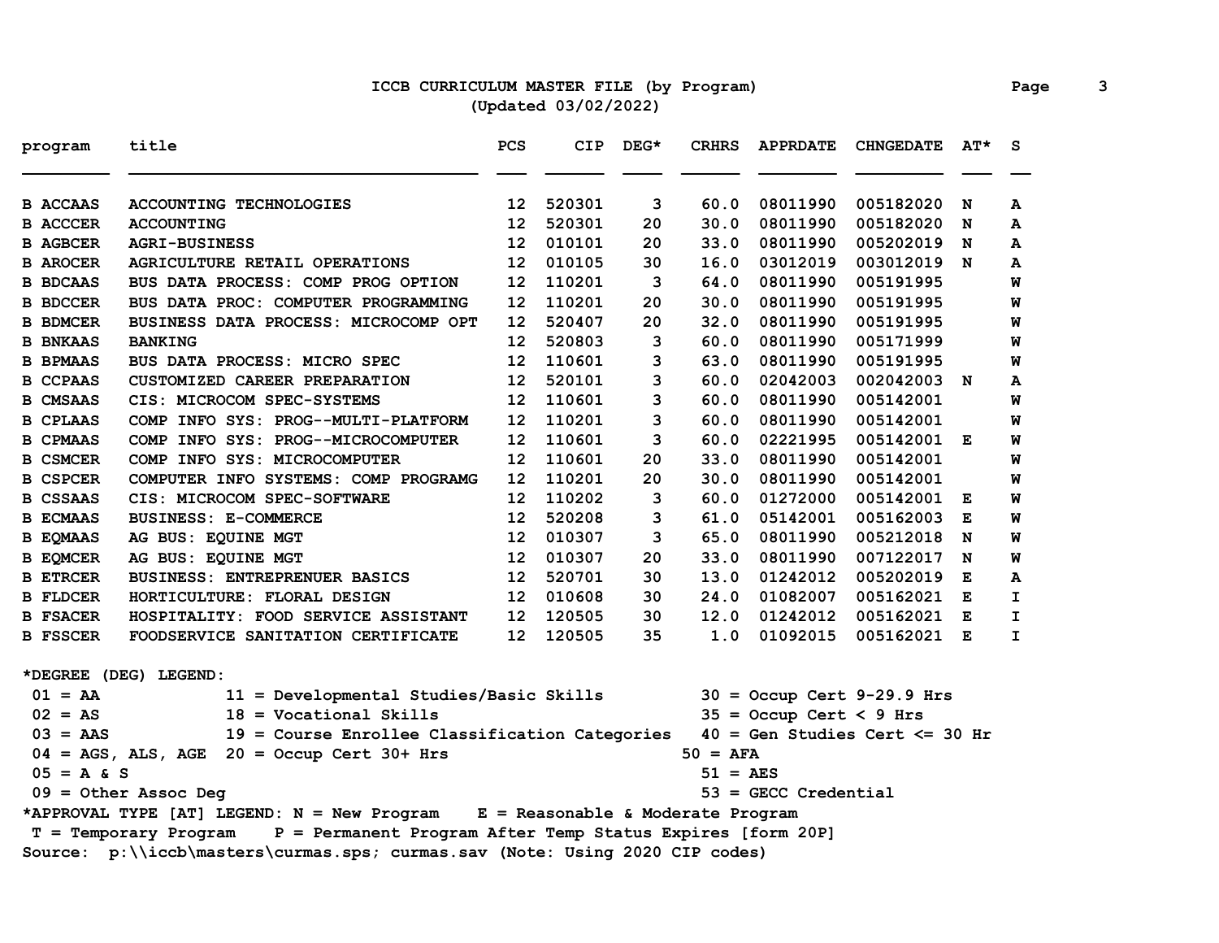# ICCB CURRICULUM MASTER FILE (by Program)

(Updated 03/02/2022)

| program | title | PCS | CIP | DEG* | CRHRS | APPRDATE | CHNGEDATE | AT* | S |
|---|---|---|---|---|---|---|---|---|---|
| B ACCAAS | ACCOUNTING TECHNOLOGIES | 12 | 520301 | 3 | 60.0 | 08011990 | 005182020 | N | A |
| B ACCCER | ACCOUNTING | 12 | 520301 | 20 | 30.0 | 08011990 | 005182020 | N | A |
| B AGBCER | AGRI-BUSINESS | 12 | 010101 | 20 | 33.0 | 08011990 | 005202019 | N | A |
| B AROCER | AGRICULTURE RETAIL OPERATIONS | 12 | 010105 | 30 | 16.0 | 03012019 | 003012019 | N | A |
| B BDCAAS | BUS DATA PROCESS: COMP PROG OPTION | 12 | 110201 | 3 | 64.0 | 08011990 | 005191995 | | W |
| B BDCCER | BUS DATA PROC: COMPUTER PROGRAMMING | 12 | 110201 | 20 | 30.0 | 08011990 | 005191995 | | W |
| B BDMCER | BUSINESS DATA PROCESS: MICROCOMP OPT | 12 | 520407 | 20 | 32.0 | 08011990 | 005191995 | | W |
| B BNKAAS | BANKING | 12 | 520803 | 3 | 60.0 | 08011990 | 005171999 | | W |
| B BPMAAS | BUS DATA PROCESS: MICRO SPEC | 12 | 110601 | 3 | 63.0 | 08011990 | 005191995 | | W |
| B CCPAAS | CUSTOMIZED CAREER PREPARATION | 12 | 520101 | 3 | 60.0 | 02042003 | 002042003 | N | A |
| B CMSAAS | CIS: MICROCOM SPEC-SYSTEMS | 12 | 110601 | 3 | 60.0 | 08011990 | 005142001 | | W |
| B CPLAAS | COMP INFO SYS: PROG--MULTI-PLATFORM | 12 | 110201 | 3 | 60.0 | 08011990 | 005142001 | | W |
| B CPMAAS | COMP INFO SYS: PROG--MICROCOMPUTER | 12 | 110601 | 3 | 60.0 | 02221995 | 005142001 | E | W |
| B CSMCER | COMP INFO SYS: MICROCOMPUTER | 12 | 110601 | 20 | 33.0 | 08011990 | 005142001 | | W |
| B CSPCER | COMPUTER INFO SYSTEMS: COMP PROGRAMG | 12 | 110201 | 20 | 30.0 | 08011990 | 005142001 | | W |
| B CSSAAS | CIS: MICROCOM SPEC-SOFTWARE | 12 | 110202 | 3 | 60.0 | 01272000 | 005142001 | E | W |
| B ECMAAS | BUSINESS: E-COMMERCE | 12 | 520208 | 3 | 61.0 | 05142001 | 005162003 | E | W |
| B EQMAAS | AG BUS: EQUINE MGT | 12 | 010307 | 3 | 65.0 | 08011990 | 005212018 | N | W |
| B EQMCER | AG BUS: EQUINE MGT | 12 | 010307 | 20 | 33.0 | 08011990 | 007122017 | N | W |
| B ETRCER | BUSINESS: ENTREPRENUER BASICS | 12 | 520701 | 30 | 13.0 | 01242012 | 005202019 | E | A |
| B FLDCER | HORTICULTURE: FLORAL DESIGN | 12 | 010608 | 30 | 24.0 | 01082007 | 005162021 | E | I |
| B FSACER | HOSPITALITY: FOOD SERVICE ASSISTANT | 12 | 120505 | 30 | 12.0 | 01242012 | 005162021 | E | I |
| B FSSCER | FOODSERVICE SANITATION CERTIFICATE | 12 | 120505 | 35 | 1.0 | 01092015 | 005162021 | E | I |

*DEGREE (DEG) LEGEND:
- 01 = AA
- 02 = AS
- 03 = AAS
- 04 = AGS, ALS, AGE
- 05 = A & S
- 09 = Other Assoc Deg
- 11 = Developmental Studies/Basic Skills
- 18 = Vocational Skills
- 19 = Course Enrollee Classification Categories
- 20 = Occup Cert 30+ Hrs
- 30 = Occup Cert 9-29.9 Hrs
- 35 = Occup Cert < 9 Hrs
- 40 = Gen Studies Cert <= 30 Hr
- 50 = AFA
- 51 = AES
- 53 = GECC Credential

*APPROVAL TYPE [AT] LEGEND: N = New Program E = Reasonable & Moderate Program
T = Temporary Program P = Permanent Program After Temp Status Expires [form 20P]

Source: p:\\iccb\masters\curmas.sps; curmas.sav (Note: Using 2020 CIP codes)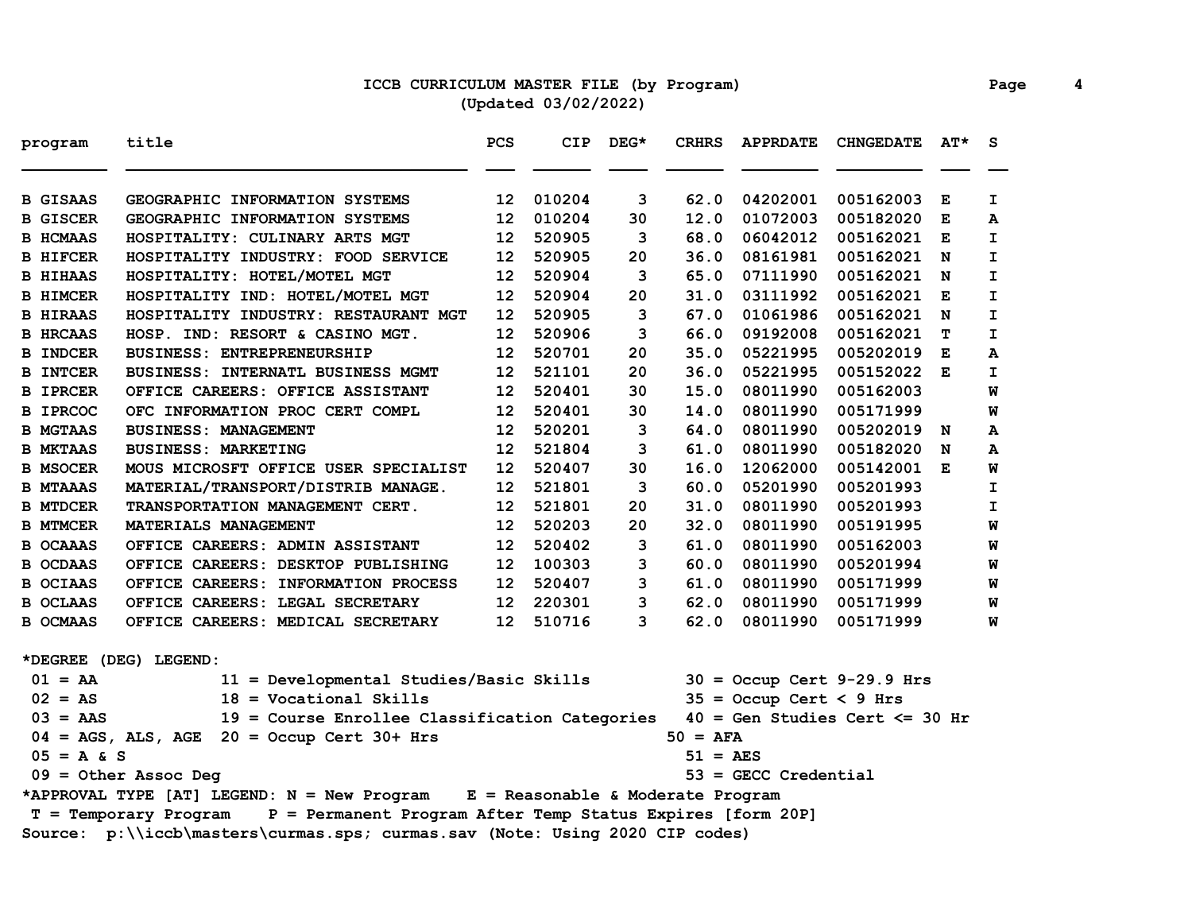# ICCB CURRICULUM MASTER FILE (by Program)

(Updated 03/02/2022)

| program | title | PCS | CIP | DEG* | CRHRS | APPRDATE | CHNGEDATE | AT* | S |
|---|---|---|---|---|---|---|---|---|---|
| B GISAAS | GEOGRAPHIC INFORMATION SYSTEMS | 12 | 010204 | 3 | 62.0 | 04202001 | 005162003 | E | I |
| B GISCER | GEOGRAPHIC INFORMATION SYSTEMS | 12 | 010204 | 30 | 12.0 | 01072003 | 005182020 | E | A |
| B HCMAAS | HOSPITALITY: CULINARY ARTS MGT | 12 | 520905 | 3 | 68.0 | 06042012 | 005162021 | E | I |
| B HIFCER | HOSPITALITY INDUSTRY: FOOD SERVICE | 12 | 520905 | 20 | 36.0 | 08161981 | 005162021 | N | I |
| B HIHAAS | HOSPITALITY: HOTEL/MOTEL MGT | 12 | 520904 | 3 | 65.0 | 07111990 | 005162021 | N | I |
| B HIMCER | HOSPITALITY IND: HOTEL/MOTEL MGT | 12 | 520904 | 20 | 31.0 | 03111992 | 005162021 | E | I |
| B HIRAAS | HOSPITALITY INDUSTRY: RESTAURANT MGT | 12 | 520905 | 3 | 67.0 | 01061986 | 005162021 | N | I |
| B HRCAAS | HOSP. IND: RESORT & CASINO MGT. | 12 | 520906 | 3 | 66.0 | 09192008 | 005162021 | T | I |
| B INDCER | BUSINESS: ENTREPRENEURSHIP | 12 | 520701 | 20 | 35.0 | 05221995 | 005202019 | E | A |
| B INTCER | BUSINESS: INTERNATL BUSINESS MGMT | 12 | 521101 | 20 | 36.0 | 05221995 | 005152022 | E | I |
| B IPRCER | OFFICE CAREERS: OFFICE ASSISTANT | 12 | 520401 | 30 | 15.0 | 08011990 | 005162003 | | W |
| B IPRCOC | OFC INFORMATION PROC CERT COMPL | 12 | 520401 | 30 | 14.0 | 08011990 | 005171999 | | W |
| B MGTAAS | BUSINESS: MANAGEMENT | 12 | 520201 | 3 | 64.0 | 08011990 | 005202019 | N | A |
| B MKTAAS | BUSINESS: MARKETING | 12 | 521804 | 3 | 61.0 | 08011990 | 005182020 | N | A |
| B MSOCER | MOUS MICROSFT OFFICE USER SPECIALIST | 12 | 520407 | 30 | 16.0 | 12062000 | 005142001 | E | W |
| B MTAAAS | MATERIAL/TRANSPORT/DISTRIB MANAGE. | 12 | 521801 | 3 | 60.0 | 05201990 | 005201993 | | I |
| B MTDCER | TRANSPORTATION MANAGEMENT CERT. | 12 | 521801 | 20 | 31.0 | 08011990 | 005201993 | | I |
| B MTMCER | MATERIALS MANAGEMENT | 12 | 520203 | 20 | 32.0 | 08011990 | 005191995 | | W |
| B OCAAAS | OFFICE CAREERS: ADMIN ASSISTANT | 12 | 520402 | 3 | 61.0 | 08011990 | 005162003 | | W |
| B OCDAAS | OFFICE CAREERS: DESKTOP PUBLISHING | 12 | 100303 | 3 | 60.0 | 08011990 | 005201994 | | W |
| B OCIAAS | OFFICE CAREERS: INFORMATION PROCESS | 12 | 520407 | 3 | 61.0 | 08011990 | 005171999 | | W |
| B OCLAAS | OFFICE CAREERS: LEGAL SECRETARY | 12 | 220301 | 3 | 62.0 | 08011990 | 005171999 | | W |
| B OCMAAS | OFFICE CAREERS: MEDICAL SECRETARY | 12 | 510716 | 3 | 62.0 | 08011990 | 005171999 | | W |

*DEGREE (DEG) LEGEND:

- 01 = AA
- 02 = AS
- 03 = AAS
- 04 = AGS, ALS, AGE
- 05 = A & S
- 09 = Other Assoc Deg
- 11 = Developmental Studies/Basic Skills
- 18 = Vocational Skills
- 19 = Course Enrollee Classification Categories
- 20 = Occup Cert 30+ Hrs
- 30 = Occup Cert 9-29.9 Hrs
- 35 = Occup Cert < 9 Hrs
- 40 = Gen Studies Cert <= 30 Hr
- 50 = AFA
- 51 = AES
- 53 = GECC Credential

*APPROVAL TYPE [AT] LEGEND: N = New Program E = Reasonable & Moderate Program
T = Temporary Program P = Permanent Program After Temp Status Expires [form 20P]

Source: p:\\iccb\masters\curmas.sps; curmas.sav (Note: Using 2020 CIP codes)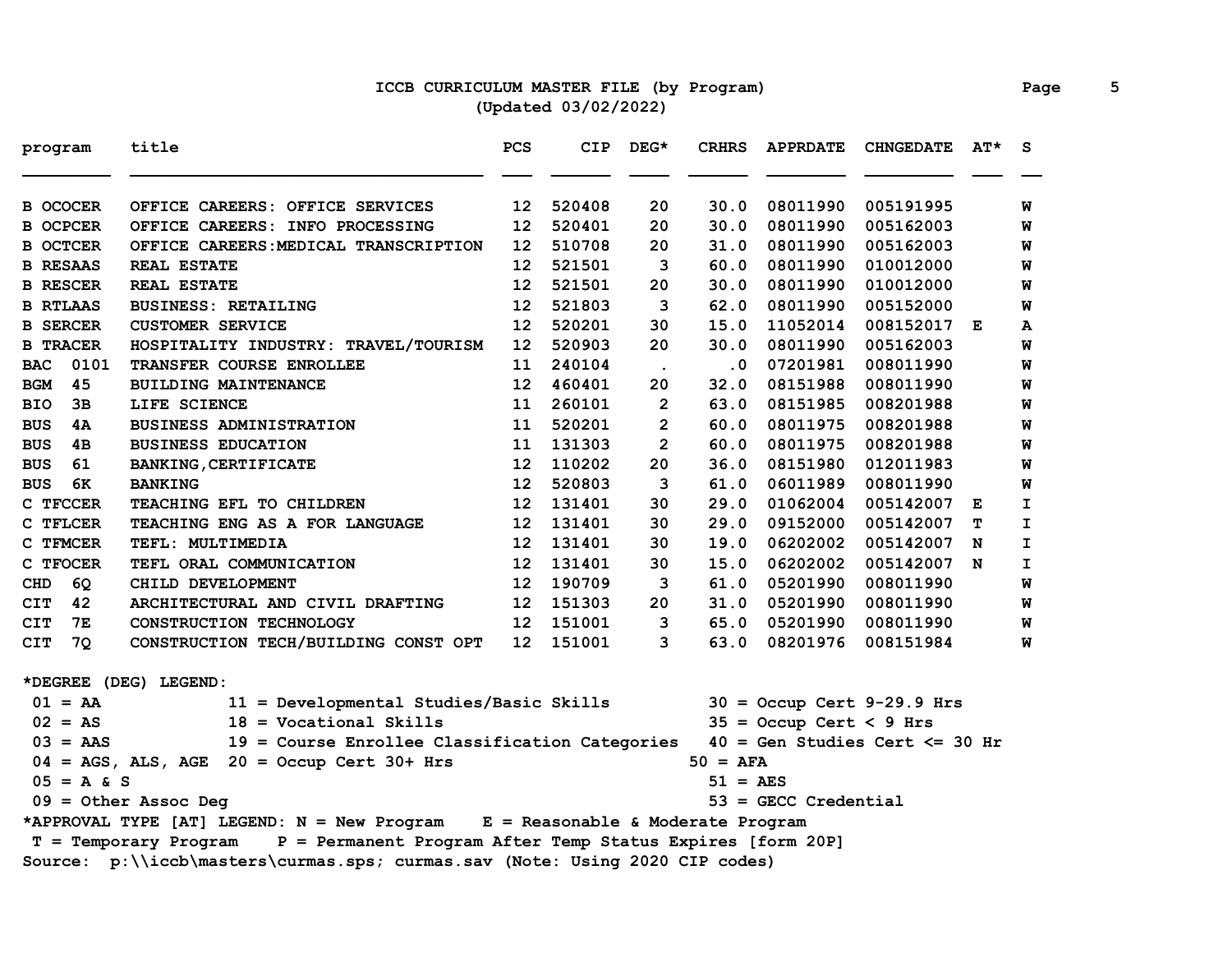# ICCB CURRICULUM MASTER FILE (by Program)

(Updated 03/02/2022)

| program | title | PCS | CIP | DEG* | CRHRS | APPRDATE | CHNGEDATE | AT* | S |
|---|---|---|---|---|---|---|---|---|---|
| B OCOCER | OFFICE CAREERS: OFFICE SERVICES | 12 | 520408 | 20 | 30.0 | 08011990 | 005191995 | | W |
| B OCPCER | OFFICE CAREERS: INFO PROCESSING | 12 | 520401 | 20 | 30.0 | 08011990 | 005162003 | | W |
| B OCTCER | OFFICE CAREERS:MEDICAL TRANSCRIPTION | 12 | 510708 | 20 | 31.0 | 08011990 | 005162003 | | W |
| B RESAAS | REAL ESTATE | 12 | 521501 | 3 | 60.0 | 08011990 | 010012000 | | W |
| B RESCER | REAL ESTATE | 12 | 521501 | 20 | 30.0 | 08011990 | 010012000 | | W |
| B RTLAAS | BUSINESS: RETAILING | 12 | 521803 | 3 | 62.0 | 08011990 | 005152000 | | W |
| B SERCER | CUSTOMER SERVICE | 12 | 520201 | 30 | 15.0 | 11052014 | 008152017 | E | A |
| B TRACER | HOSPITALITY INDUSTRY: TRAVEL/TOURISM | 12 | 520903 | 20 | 30.0 | 08011990 | 005162003 | | W |
| BAC 0101 | TRANSFER COURSE ENROLLEE | 11 | 240104 | . | .0 | 07201981 | 008011990 | | W |
| BGM 45 | BUILDING MAINTENANCE | 12 | 460401 | 20 | 32.0 | 08151988 | 008011990 | | W |
| BIO 3B | LIFE SCIENCE | 11 | 260101 | 2 | 63.0 | 08151985 | 008201988 | | W |
| BUS 4A | BUSINESS ADMINISTRATION | 11 | 520201 | 2 | 60.0 | 08011975 | 008201988 | | W |
| BUS 4B | BUSINESS EDUCATION | 11 | 131303 | 2 | 60.0 | 08011975 | 008201988 | | W |
| BUS 61 | BANKING,CERTIFICATE | 12 | 110202 | 20 | 36.0 | 08151980 | 012011983 | | W |
| BUS 6K | BANKING | 12 | 520803 | 3 | 61.0 | 06011989 | 008011990 | | W |
| C TFCCER | TEACHING EFL TO CHILDREN | 12 | 131401 | 30 | 29.0 | 01062004 | 005142007 | E | I |
| C TFLCER | TEACHING ENG AS A FOR LANGUAGE | 12 | 131401 | 30 | 29.0 | 09152000 | 005142007 | T | I |
| C TFMCER | TEFL: MULTIMEDIA | 12 | 131401 | 30 | 19.0 | 06202002 | 005142007 | N | I |
| C TFOCER | TEFL ORAL COMMUNICATION | 12 | 131401 | 30 | 15.0 | 06202002 | 005142007 | N | I |
| CHD 6Q | CHILD DEVELOPMENT | 12 | 190709 | 3 | 61.0 | 05201990 | 008011990 | | W |
| CIT 42 | ARCHITECTURAL AND CIVIL DRAFTING | 12 | 151303 | 20 | 31.0 | 05201990 | 008011990 | | W |
| CIT 7E | CONSTRUCTION TECHNOLOGY | 12 | 151001 | 3 | 65.0 | 05201990 | 008011990 | | W |
| CIT 7Q | CONSTRUCTION TECH/BUILDING CONST OPT | 12 | 151001 | 3 | 63.0 | 08201976 | 008151984 | | W |

*DEGREE (DEG) LEGEND:

- 01 = AA
- 02 = AS
- 03 = AAS
- 04 = AGS, ALS, AGE
- 05 = A & S
- 09 = Other Assoc Deg
- 11 = Developmental Studies/Basic Skills
- 18 = Vocational Skills
- 19 = Course Enrollee Classification Categories
- 20 = Occup Cert 30+ Hrs
- 30 = Occup Cert 9-29.9 Hrs
- 35 = Occup Cert < 9 Hrs
- 40 = Gen Studies Cert <= 30 Hr
- 50 = AFA
- 51 = AES
- 53 = GECC Credential

*APPROVAL TYPE [AT] LEGEND: N = New Program E = Reasonable & Moderate Program
T = Temporary Program P = Permanent Program After Temp Status Expires [form 20P]

Source: p:\\iccb\masters\curmas.sps; curmas.sav (Note: Using 2020 CIP codes)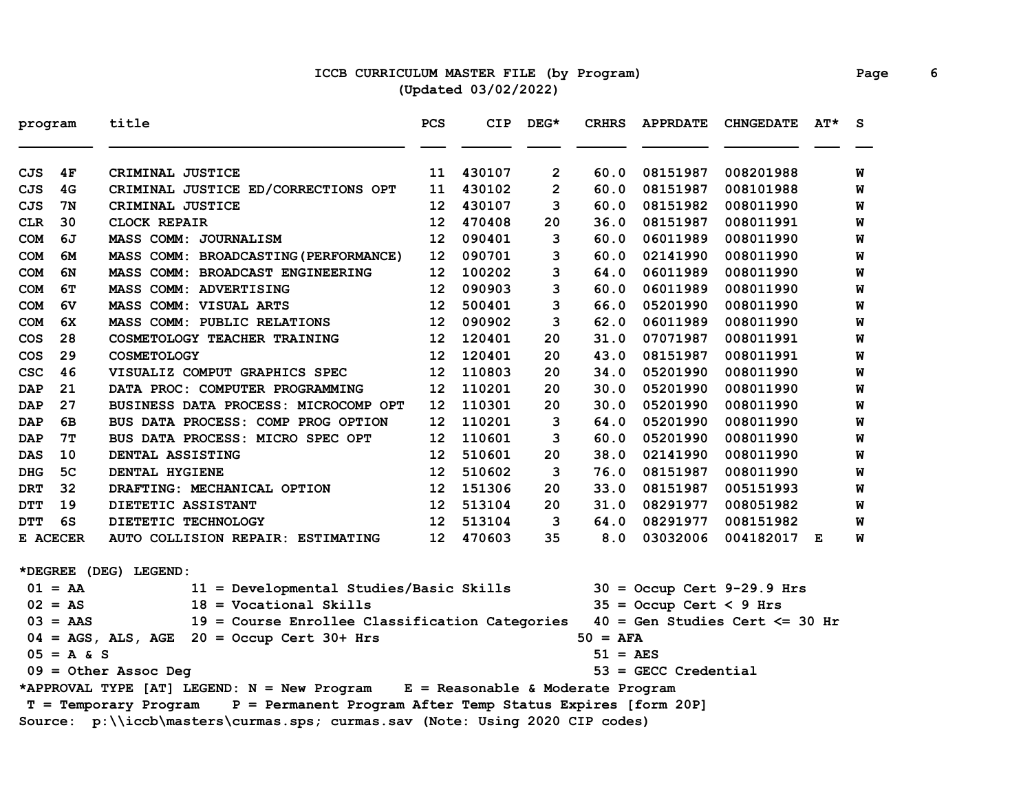# ICCB CURRICULUM MASTER FILE (by Program)

(Updated 03/02/2022)

| program | title | PCS | CIP | DEG* | CRHRS | APPRDATE | CHNGEDATE | AT* | S |
|---|---|---|---|---|---|---|---|---|---|
| CJS 4F | CRIMINAL JUSTICE | 11 | 430107 | 2 | 60.0 | 08151987 | 008201988 | | W |
| CJS 4G | CRIMINAL JUSTICE ED/CORRECTIONS OPT | 11 | 430102 | 2 | 60.0 | 08151987 | 008101988 | | W |
| CJS 7N | CRIMINAL JUSTICE | 12 | 430107 | 3 | 60.0 | 08151982 | 008011990 | | W |
| CLR 30 | CLOCK REPAIR | 12 | 470408 | 20 | 36.0 | 08151987 | 008011991 | | W |
| COM 6J | MASS COMM: JOURNALISM | 12 | 090401 | 3 | 60.0 | 06011989 | 008011990 | | W |
| COM 6M | MASS COMM: BROADCASTING(PERFORMANCE) | 12 | 090701 | 3 | 60.0 | 02141990 | 008011990 | | W |
| COM 6N | MASS COMM: BROADCAST ENGINEERING | 12 | 100202 | 3 | 64.0 | 06011989 | 008011990 | | W |
| COM 6T | MASS COMM: ADVERTISING | 12 | 090903 | 3 | 60.0 | 06011989 | 008011990 | | W |
| COM 6V | MASS COMM: VISUAL ARTS | 12 | 500401 | 3 | 66.0 | 05201990 | 008011990 | | W |
| COM 6X | MASS COMM: PUBLIC RELATIONS | 12 | 090902 | 3 | 62.0 | 06011989 | 008011990 | | W |
| COS 28 | COSMETOLOGY TEACHER TRAINING | 12 | 120401 | 20 | 31.0 | 07071987 | 008011991 | | W |
| COS 29 | COSMETOLOGY | 12 | 120401 | 20 | 43.0 | 08151987 | 008011991 | | W |
| CSC 46 | VISUALIZ COMPUT GRAPHICS SPEC | 12 | 110803 | 20 | 34.0 | 05201990 | 008011990 | | W |
| DAP 21 | DATA PROC: COMPUTER PROGRAMMING | 12 | 110201 | 20 | 30.0 | 05201990 | 008011990 | | W |
| DAP 27 | BUSINESS DATA PROCESS: MICROCOMP OPT | 12 | 110301 | 20 | 30.0 | 05201990 | 008011990 | | W |
| DAP 6B | BUS DATA PROCESS: COMP PROG OPTION | 12 | 110201 | 3 | 64.0 | 05201990 | 008011990 | | W |
| DAP 7T | BUS DATA PROCESS: MICRO SPEC OPT | 12 | 110601 | 3 | 60.0 | 05201990 | 008011990 | | W |
| DAS 10 | DENTAL ASSISTING | 12 | 510601 | 20 | 38.0 | 02141990 | 008011990 | | W |
| DHG 5C | DENTAL HYGIENE | 12 | 510602 | 3 | 76.0 | 08151987 | 008011990 | | W |
| DRT 32 | DRAFTING: MECHANICAL OPTION | 12 | 151306 | 20 | 33.0 | 08151987 | 005151993 | | W |
| DTT 19 | DIETETIC ASSISTANT | 12 | 513104 | 20 | 31.0 | 08291977 | 008051982 | | W |
| DTT 6S | DIETETIC TECHNOLOGY | 12 | 513104 | 3 | 64.0 | 08291977 | 008151982 | | W |
| E ACECER | AUTO COLLISION REPAIR: ESTIMATING | 12 | 470603 | 35 | 8.0 | 03032006 | 004182017 | E | W |

*DEGREE (DEG) LEGEND:

| | | |
|---|---|---|
| 01 = AA | 11 = Developmental Studies/Basic Skills | 30 = Occup Cert 9-29.9 Hrs |
| 02 = AS | 18 = Vocational Skills | 35 = Occup Cert < 9 Hrs |
| 03 = AAS | 19 = Course Enrollee Classification Categories | 40 = Gen Studies Cert <= 30 Hr |
| 04 = AGS, ALS, AGE | 20 = Occup Cert 30+ Hrs | 50 = AFA |
| 05 = A & S | | 51 = AES |
| 09 = Other Assoc Deg | | 53 = GECC Credential |

*APPROVAL TYPE [AT] LEGEND: N = New Program E = Reasonable & Moderate Program
T = Temporary Program P = Permanent Program After Temp Status Expires [form 20P]

Source: p:\\iccb\masters\curmas.sps; curmas.sav (Note: Using 2020 CIP codes)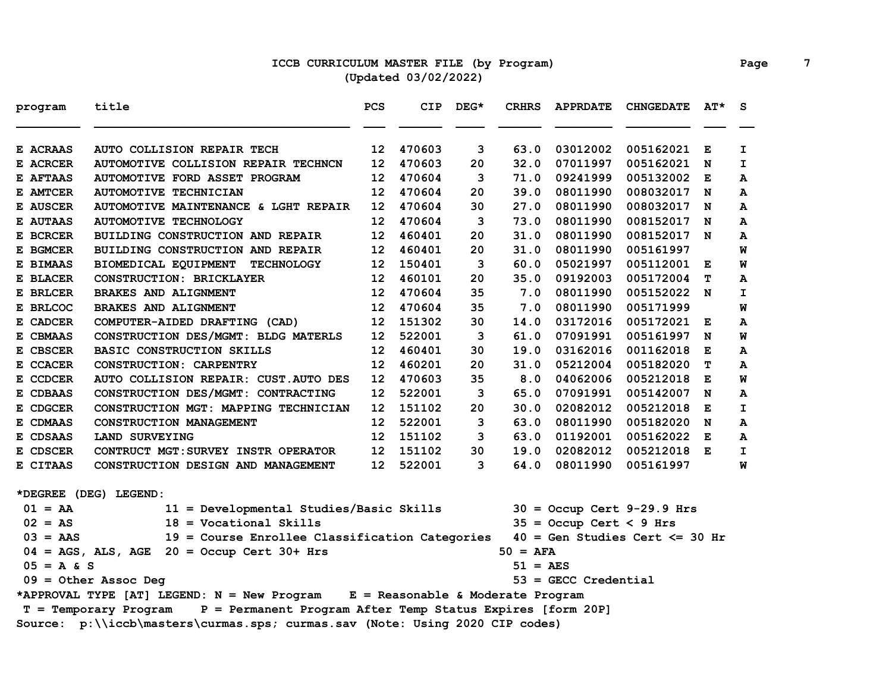# ICCB CURRICULUM MASTER FILE (by Program)

(Updated 03/02/2022)

| program | title | PCS | CIP | DEG* | CRHRS | APPRDATE | CHNGEDATE | AT* | S |
|---|---|---|---|---|---|---|---|---|---|
| E ACRAAS | AUTO COLLISION REPAIR TECH | 12 | 470603 | 3 | 63.0 | 03012002 | 005162021 | E | I |
| E ACRCER | AUTOMOTIVE COLLISION REPAIR TECHNCN | 12 | 470603 | 20 | 32.0 | 07011997 | 005162021 | N | I |
| E AFTAAS | AUTOMOTIVE FORD ASSET PROGRAM | 12 | 470604 | 3 | 71.0 | 09241999 | 005132002 | E | A |
| E AMTCER | AUTOMOTIVE TECHNICIAN | 12 | 470604 | 20 | 39.0 | 08011990 | 008032017 | N | A |
| E AUSCER | AUTOMOTIVE MAINTENANCE & LGHT REPAIR | 12 | 470604 | 30 | 27.0 | 08011990 | 008032017 | N | A |
| E AUTAAS | AUTOMOTIVE TECHNOLOGY | 12 | 470604 | 3 | 73.0 | 08011990 | 008152017 | N | A |
| E BCRCER | BUILDING CONSTRUCTION AND REPAIR | 12 | 460401 | 20 | 31.0 | 08011990 | 008152017 | N | A |
| E BGMCER | BUILDING CONSTRUCTION AND REPAIR | 12 | 460401 | 20 | 31.0 | 08011990 | 005161997 | | W |
| E BIMAAS | BIOMEDICAL EQUIPMENT TECHNOLOGY | 12 | 150401 | 3 | 60.0 | 05021997 | 005112001 | E | W |
| E BLACER | CONSTRUCTION: BRICKLAYER | 12 | 460101 | 20 | 35.0 | 09192003 | 005172004 | T | A |
| E BRLCER | BRAKES AND ALIGNMENT | 12 | 470604 | 35 | 7.0 | 08011990 | 005152022 | N | I |
| E BRLCOC | BRAKES AND ALIGNMENT | 12 | 470604 | 35 | 7.0 | 08011990 | 005171999 | | W |
| E CADCER | COMPUTER-AIDED DRAFTING (CAD) | 12 | 151302 | 30 | 14.0 | 03172016 | 005172021 | E | A |
| E CBMAAS | CONSTRUCTION DES/MGMT: BLDG MATERLS | 12 | 522001 | 3 | 61.0 | 07091991 | 005161997 | N | W |
| E CBSCER | BASIC CONSTRUCTION SKILLS | 12 | 460401 | 30 | 19.0 | 03162016 | 001162018 | E | A |
| E CCACER | CONSTRUCTION: CARPENTRY | 12 | 460201 | 20 | 31.0 | 05212004 | 005182020 | T | A |
| E CCDCER | AUTO COLLISION REPAIR: CUST.AUTO DES | 12 | 470603 | 35 | 8.0 | 04062006 | 005212018 | E | W |
| E CDBAAS | CONSTRUCTION DES/MGMT: CONTRACTING | 12 | 522001 | 3 | 65.0 | 07091991 | 005142007 | N | A |
| E CDGCER | CONSTRUCTION MGT: MAPPING TECHNICIAN | 12 | 151102 | 20 | 30.0 | 02082012 | 005212018 | E | I |
| E CDMAAS | CONSTRUCTION MANAGEMENT | 12 | 522001 | 3 | 63.0 | 08011990 | 005182020 | N | A |
| E CDSAAS | LAND SURVEYING | 12 | 151102 | 3 | 63.0 | 01192001 | 005162022 | E | A |
| E CDSCER | CONTRUCT MGT:SURVEY INSTR OPERATOR | 12 | 151102 | 30 | 19.0 | 02082012 | 005212018 | E | I |
| E CITAAS | CONSTRUCTION DESIGN AND MANAGEMENT | 12 | 522001 | 3 | 64.0 | 08011990 | 005161997 | | W |

*DEGREE (DEG) LEGEND:

| | | |
|---|---|---|
| 01 = AA | 11 = Developmental Studies/Basic Skills | 30 = Occup Cert 9-29.9 Hrs |
| 02 = AS | 18 = Vocational Skills | 35 = Occup Cert < 9 Hrs |
| 03 = AAS | 19 = Course Enrollee Classification Categories | 40 = Gen Studies Cert <= 30 Hr |
| 04 = AGS, ALS, AGE | 20 = Occup Cert 30+ Hrs | 50 = AFA |
| 05 = A & S | | 51 = AES |
| 09 = Other Assoc Deg | | 53 = GECC Credential |

*APPROVAL TYPE [AT] LEGEND: N = New Program E = Reasonable & Moderate Program
T = Temporary Program P = Permanent Program After Temp Status Expires [form 20P]

Source: p:\\iccb\masters\curmas.sps; curmas.sav (Note: Using 2020 CIP codes)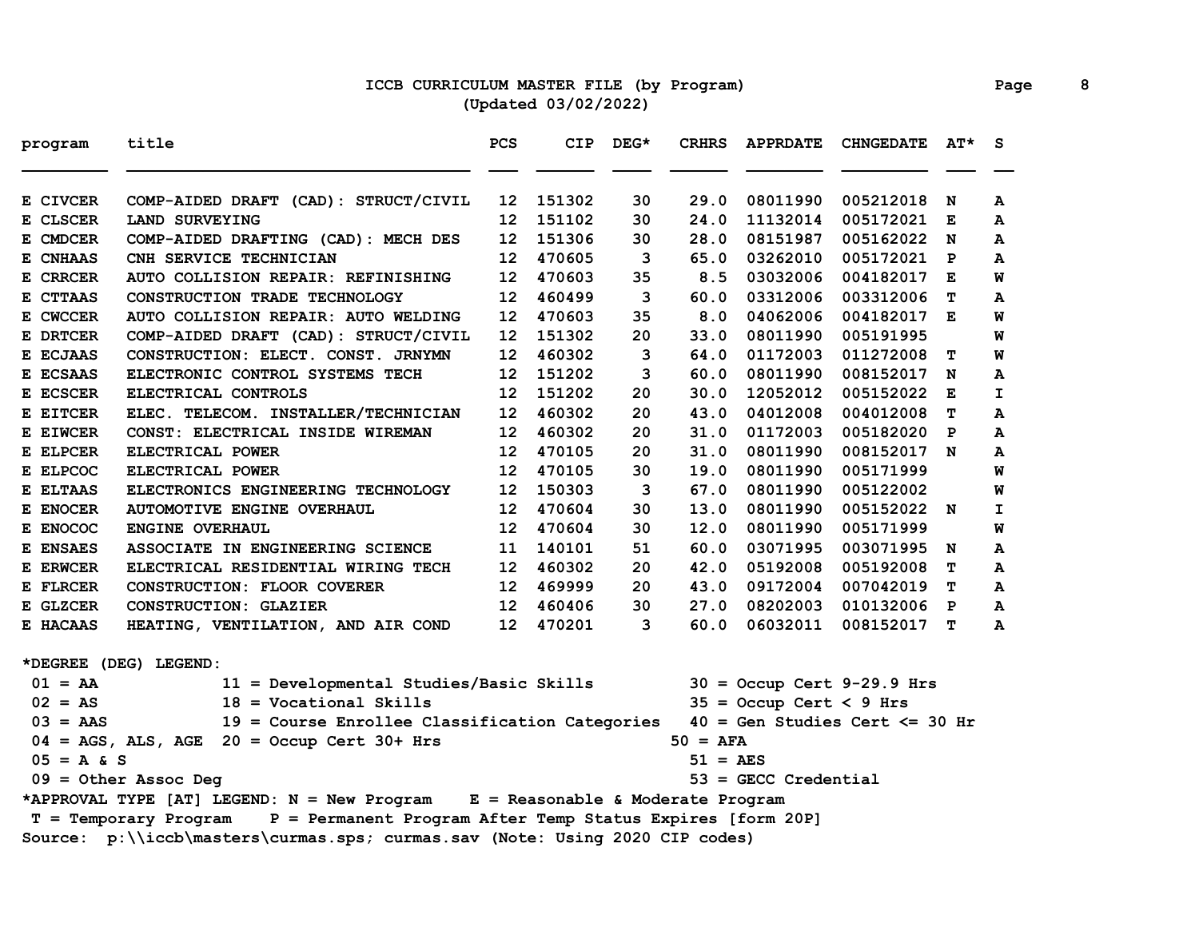# ICCB CURRICULUM MASTER FILE (by Program)

(Updated 03/02/2022)

| program | title | PCS | CIP | DEG* | CRHRS | APPRDATE | CHNGEDATE | AT* | S |
|---|---|---|---|---|---|---|---|---|---|
| E CIVCER | COMP-AIDED DRAFT (CAD): STRUCT/CIVIL | 12 | 151302 | 30 | 29.0 | 08011990 | 005212018 | N | A |
| E CLSCER | LAND SURVEYING | 12 | 151102 | 30 | 24.0 | 11132014 | 005172021 | E | A |
| E CMDCER | COMP-AIDED DRAFTING (CAD): MECH DES | 12 | 151306 | 30 | 28.0 | 08151987 | 005162022 | N | A |
| E CNHAAS | CNH SERVICE TECHNICIAN | 12 | 470605 | 3 | 65.0 | 03262010 | 005172021 | P | A |
| E CRRCER | AUTO COLLISION REPAIR: REFINISHING | 12 | 470603 | 35 | 8.5 | 03032006 | 004182017 | E | W |
| E CTTAAS | CONSTRUCTION TRADE TECHNOLOGY | 12 | 460499 | 3 | 60.0 | 03312006 | 003312006 | T | A |
| E CWCCER | AUTO COLLISION REPAIR: AUTO WELDING | 12 | 470603 | 35 | 8.0 | 04062006 | 004182017 | E | W |
| E DRTCER | COMP-AIDED DRAFT (CAD): STRUCT/CIVIL | 12 | 151302 | 20 | 33.0 | 08011990 | 005191995 | | W |
| E ECJAAS | CONSTRUCTION: ELECT. CONST. JRNYMN | 12 | 460302 | 3 | 64.0 | 01172003 | 011272008 | T | W |
| E ECSAAS | ELECTRONIC CONTROL SYSTEMS TECH | 12 | 151202 | 3 | 60.0 | 08011990 | 008152017 | N | A |
| E ECSCER | ELECTRICAL CONTROLS | 12 | 151202 | 20 | 30.0 | 12052012 | 005152022 | E | I |
| E EITCER | ELEC. TELECOM. INSTALLER/TECHNICIAN | 12 | 460302 | 20 | 43.0 | 04012008 | 004012008 | T | A |
| E EIWCER | CONST: ELECTRICAL INSIDE WIREMAN | 12 | 460302 | 20 | 31.0 | 01172003 | 005182020 | P | A |
| E ELPCER | ELECTRICAL POWER | 12 | 470105 | 20 | 31.0 | 08011990 | 008152017 | N | A |
| E ELPCOC | ELECTRICAL POWER | 12 | 470105 | 30 | 19.0 | 08011990 | 005171999 | | W |
| E ELTAAS | ELECTRONICS ENGINEERING TECHNOLOGY | 12 | 150303 | 3 | 67.0 | 08011990 | 005122002 | | W |
| E ENOCER | AUTOMOTIVE ENGINE OVERHAUL | 12 | 470604 | 30 | 13.0 | 08011990 | 005152022 | N | I |
| E ENOCOC | ENGINE OVERHAUL | 12 | 470604 | 30 | 12.0 | 08011990 | 005171999 | | W |
| E ENSAES | ASSOCIATE IN ENGINEERING SCIENCE | 11 | 140101 | 51 | 60.0 | 03071995 | 003071995 | N | A |
| E ERWCER | ELECTRICAL RESIDENTIAL WIRING TECH | 12 | 460302 | 20 | 42.0 | 05192008 | 005192008 | T | A |
| E FLRCER | CONSTRUCTION: FLOOR COVERER | 12 | 469999 | 20 | 43.0 | 09172004 | 007042019 | T | A |
| E GLZCER | CONSTRUCTION: GLAZIER | 12 | 460406 | 30 | 27.0 | 08202003 | 010132006 | P | A |
| E HACAAS | HEATING, VENTILATION, AND AIR COND | 12 | 470201 | 3 | 60.0 | 06032011 | 008152017 | T | A |

*DEGREE (DEG) LEGEND:

- 01 = AA
- 02 = AS
- 03 = AAS
- 04 = AGS, ALS, AGE
- 05 = A & S
- 09 = Other Assoc Deg
- 11 = Developmental Studies/Basic Skills
- 18 = Vocational Skills
- 19 = Course Enrollee Classification Categories
- 20 = Occup Cert 30+ Hrs
- 30 = Occup Cert 9-29.9 Hrs
- 35 = Occup Cert < 9 Hrs
- 40 = Gen Studies Cert <= 30 Hr
- 50 = AFA
- 51 = AES
- 53 = GECC Credential

*APPROVAL TYPE [AT] LEGEND: N = New Program E = Reasonable & Moderate Program
T = Temporary Program P = Permanent Program After Temp Status Expires [form 20P]

Source: p:\\iccb\masters\curmas.sps; curmas.sav (Note: Using 2020 CIP codes)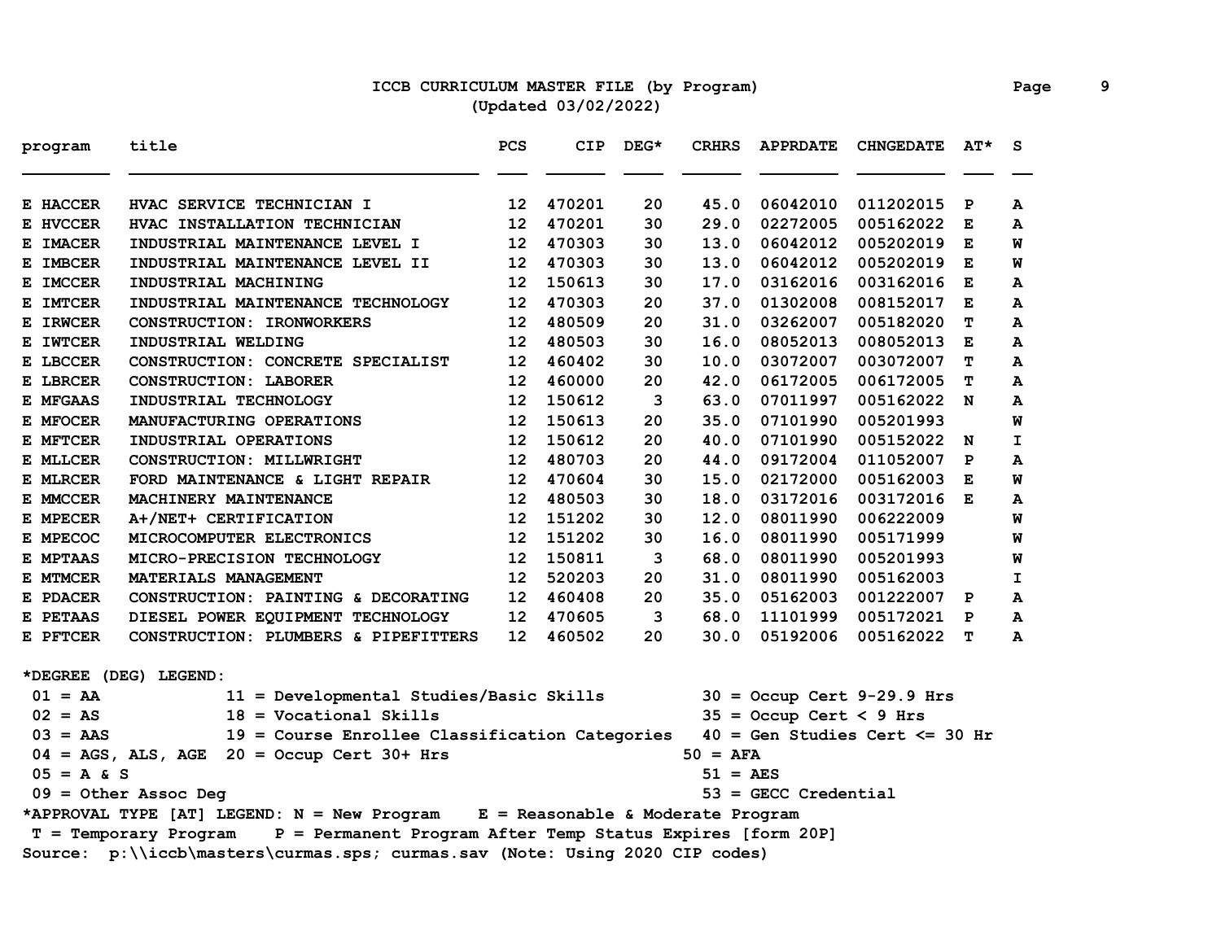# ICCB CURRICULUM MASTER FILE (by Program)

(Updated 03/02/2022)

| program | title | PCS | CIP | DEG* | CRHRS | APPRDATE | CHNGEDATE | AT* | S |
|---|---|---|---|---|---|---|---|---|---|
| E HACCER | HVAC SERVICE TECHNICIAN I | 12 | 470201 | 20 | 45.0 | 06042010 | 011202015 | P | A |
| E HVCCER | HVAC INSTALLATION TECHNICIAN | 12 | 470201 | 30 | 29.0 | 02272005 | 005162022 | E | A |
| E IMACER | INDUSTRIAL MAINTENANCE LEVEL I | 12 | 470303 | 30 | 13.0 | 06042012 | 005202019 | E | W |
| E IMBCER | INDUSTRIAL MAINTENANCE LEVEL II | 12 | 470303 | 30 | 13.0 | 06042012 | 005202019 | E | W |
| E IMCCER | INDUSTRIAL MACHINING | 12 | 150613 | 30 | 17.0 | 03162016 | 003162016 | E | A |
| E IMTCER | INDUSTRIAL MAINTENANCE TECHNOLOGY | 12 | 470303 | 20 | 37.0 | 01302008 | 008152017 | E | A |
| E IRWCER | CONSTRUCTION: IRONWORKERS | 12 | 480509 | 20 | 31.0 | 03262007 | 005182020 | T | A |
| E IWTCER | INDUSTRIAL WELDING | 12 | 480503 | 30 | 16.0 | 08052013 | 008052013 | E | A |
| E LBCCER | CONSTRUCTION: CONCRETE SPECIALIST | 12 | 460402 | 30 | 10.0 | 03072007 | 003072007 | T | A |
| E LBRCER | CONSTRUCTION: LABORER | 12 | 460000 | 20 | 42.0 | 06172005 | 006172005 | T | A |
| E MFGAAS | INDUSTRIAL TECHNOLOGY | 12 | 150612 | 3 | 63.0 | 07011997 | 005162022 | N | A |
| E MFOCER | MANUFACTURING OPERATIONS | 12 | 150613 | 20 | 35.0 | 07101990 | 005201993 | | W |
| E MFTCER | INDUSTRIAL OPERATIONS | 12 | 150612 | 20 | 40.0 | 07101990 | 005152022 | N | I |
| E MLLCER | CONSTRUCTION: MILLWRIGHT | 12 | 480703 | 20 | 44.0 | 09172004 | 011052007 | P | A |
| E MLRCER | FORD MAINTENANCE & LIGHT REPAIR | 12 | 470604 | 30 | 15.0 | 02172000 | 005162003 | E | W |
| E MMCCER | MACHINERY MAINTENANCE | 12 | 480503 | 30 | 18.0 | 03172016 | 003172016 | E | A |
| E MPECER | A+/NET+ CERTIFICATION | 12 | 151202 | 30 | 12.0 | 08011990 | 006222009 | | W |
| E MPECOC | MICROCOMPUTER ELECTRONICS | 12 | 151202 | 30 | 16.0 | 08011990 | 005171999 | | W |
| E MPTAAS | MICRO-PRECISION TECHNOLOGY | 12 | 150811 | 3 | 68.0 | 08011990 | 005201993 | | W |
| E MTMCER | MATERIALS MANAGEMENT | 12 | 520203 | 20 | 31.0 | 08011990 | 005162003 | | I |
| E PDACER | CONSTRUCTION: PAINTING & DECORATING | 12 | 460408 | 20 | 35.0 | 05162003 | 001222007 | P | A |
| E PETAAS | DIESEL POWER EQUIPMENT TECHNOLOGY | 12 | 470605 | 3 | 68.0 | 11101999 | 005172021 | P | A |
| E PFTCER | CONSTRUCTION: PLUMBERS & PIPEFITTERS | 12 | 460502 | 20 | 30.0 | 05192006 | 005162022 | T | A |

*DEGREE (DEG) LEGEND:

| | | |
|---|---|---|
| 01 = AA | 11 = Developmental Studies/Basic Skills | 30 = Occup Cert 9-29.9 Hrs |
| 02 = AS | 18 = Vocational Skills | 35 = Occup Cert < 9 Hrs |
| 03 = AAS | 19 = Course Enrollee Classification Categories | 40 = Gen Studies Cert <= 30 Hr |
| 04 = AGS, ALS, AGE | 20 = Occup Cert 30+ Hrs | 50 = AFA |
| 05 = A & S | | 51 = AES |
| 09 = Other Assoc Deg | | 53 = GECC Credential |

*APPROVAL TYPE [AT] LEGEND: N = New Program E = Reasonable & Moderate Program
T = Temporary Program P = Permanent Program After Temp Status Expires [form 20P]

Source: p:\\iccb\masters\curmas.sps; curmas.sav (Note: Using 2020 CIP codes)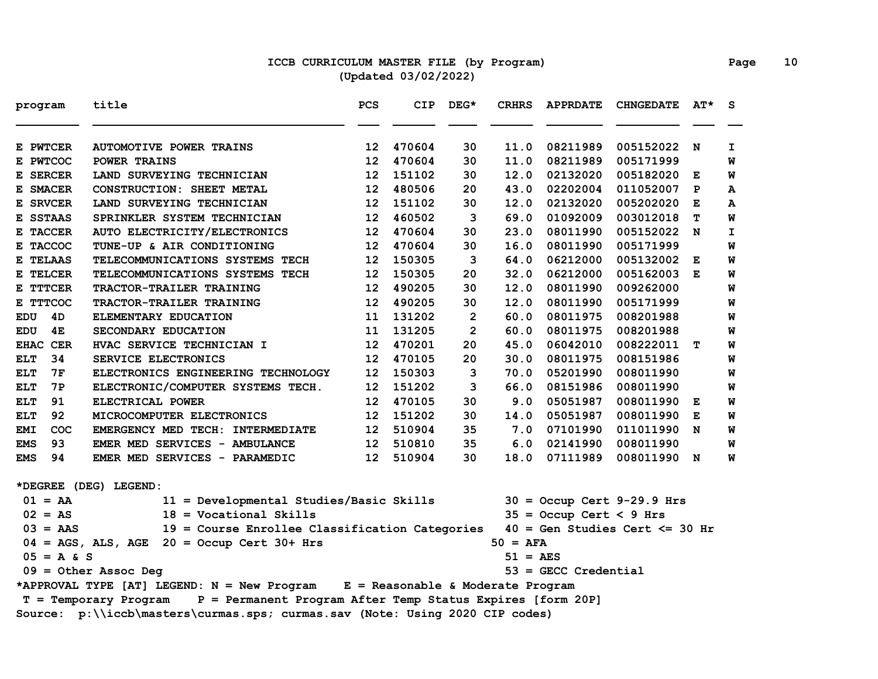# ICCB CURRICULUM MASTER FILE (by Program)
(Updated 03/02/2022)

| program | title | PCS | CIP | DEG* | CRHRS | APPRDATE | CHNGEDATE | AT* | S |
|---|---|---|---|---|---|---|---|---|---|
| E PWTCER | AUTOMOTIVE POWER TRAINS | 12 | 470604 | 30 | 11.0 | 08211989 | 005152022 | N | I |
| E PWTCOC | POWER TRAINS | 12 | 470604 | 30 | 11.0 | 08211989 | 005171999 | | W |
| E SERCER | LAND SURVEYING TECHNICIAN | 12 | 151102 | 30 | 12.0 | 02132020 | 005182020 | E | W |
| E SMACER | CONSTRUCTION: SHEET METAL | 12 | 480506 | 20 | 43.0 | 02202004 | 011052007 | P | A |
| E SRVCER | LAND SURVEYING TECHNICIAN | 12 | 151102 | 30 | 12.0 | 02132020 | 005202020 | E | A |
| E SSTAAS | SPRINKLER SYSTEM TECHNICIAN | 12 | 460502 | 3 | 69.0 | 01092009 | 003012018 | T | W |
| E TACCER | AUTO ELECTRICITY/ELECTRONICS | 12 | 470604 | 30 | 23.0 | 08011990 | 005152022 | N | I |
| E TACCOC | TUNE-UP & AIR CONDITIONING | 12 | 470604 | 30 | 16.0 | 08011990 | 005171999 | | W |
| E TELAAS | TELECOMMUNICATIONS SYSTEMS TECH | 12 | 150305 | 3 | 64.0 | 06212000 | 005132002 | E | W |
| E TELCER | TELECOMMUNICATIONS SYSTEMS TECH | 12 | 150305 | 20 | 32.0 | 06212000 | 005162003 | E | W |
| E TTTCER | TRACTOR-TRAILER TRAINING | 12 | 490205 | 30 | 12.0 | 08011990 | 009262000 | | W |
| E TTTCOC | TRACTOR-TRAILER TRAINING | 12 | 490205 | 30 | 12.0 | 08011990 | 005171999 | | W |
| EDU 4D | ELEMENTARY EDUCATION | 11 | 131202 | 2 | 60.0 | 08011975 | 008201988 | | W |
| EDU 4E | SECONDARY EDUCATION | 11 | 131205 | 2 | 60.0 | 08011975 | 008201988 | | W |
| EHAC CER | HVAC SERVICE TECHNICIAN I | 12 | 470201 | 20 | 45.0 | 06042010 | 008222011 | T | W |
| ELT 34 | SERVICE ELECTRONICS | 12 | 470105 | 20 | 30.0 | 08011975 | 008151986 | | W |
| ELT 7F | ELECTRONICS ENGINEERING TECHNOLOGY | 12 | 150303 | 3 | 70.0 | 05201990 | 008011990 | | W |
| ELT 7P | ELECTRONIC/COMPUTER SYSTEMS TECH. | 12 | 151202 | 3 | 66.0 | 08151986 | 008011990 | | W |
| ELT 91 | ELECTRICAL POWER | 12 | 470105 | 30 | 9.0 | 05051987 | 008011990 | E | W |
| ELT 92 | MICROCOMPUTER ELECTRONICS | 12 | 151202 | 30 | 14.0 | 05051987 | 008011990 | E | W |
| EMI COC | EMERGENCY MED TECH: INTERMEDIATE | 12 | 510904 | 35 | 7.0 | 07101990 | 011011990 | N | W |
| EMS 93 | EMER MED SERVICES - AMBULANCE | 12 | 510810 | 35 | 6.0 | 02141990 | 008011990 | | W |
| EMS 94 | EMER MED SERVICES - PARAMEDIC | 12 | 510904 | 30 | 18.0 | 07111989 | 008011990 | N | W |

*DEGREE (DEG) LEGEND:

- 01 = AA
- 02 = AS
- 03 = AAS
- 04 = AGS, ALS, AGE
- 05 = A & S
- 09 = Other Assoc Deg
- 11 = Developmental Studies/Basic Skills
- 18 = Vocational Skills
- 19 = Course Enrollee Classification Categories
- 20 = Occup Cert 30+ Hrs
- 30 = Occup Cert 9-29.9 Hrs
- 35 = Occup Cert < 9 Hrs
- 40 = Gen Studies Cert <= 30 Hr
- 50 = AFA
- 51 = AES
- 53 = GECC Credential

*APPROVAL TYPE [AT] LEGEND: N = New Program E = Reasonable & Moderate Program
T = Temporary Program P = Permanent Program After Temp Status Expires [form 20P]

Source: p:\\iccb\masters\curmas.sps; curmas.sav (Note: Using 2020 CIP codes)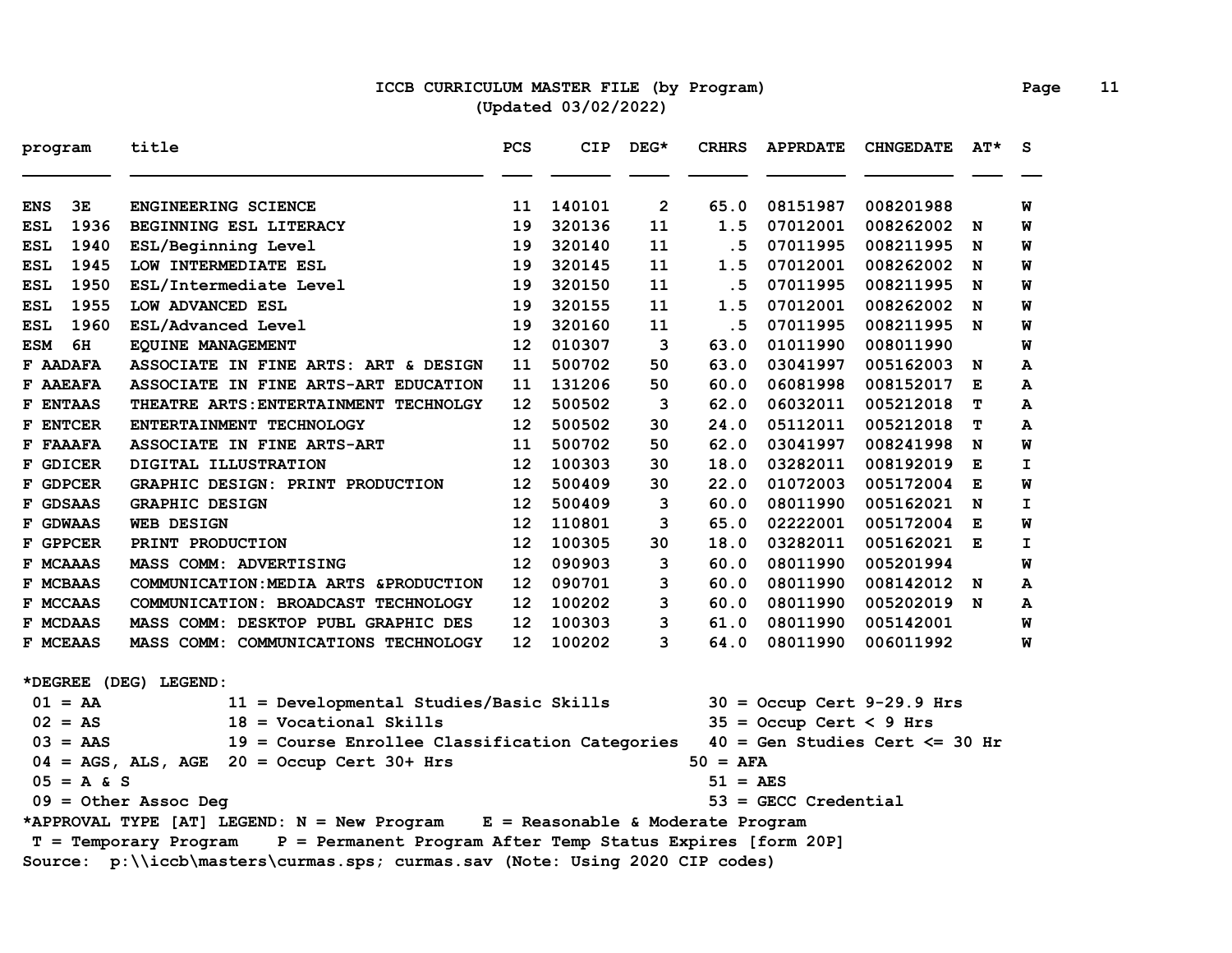# ICCB CURRICULUM MASTER FILE (by Program)
(Updated 03/02/2022)

| program | title | PCS | CIP | DEG* | CRHRS | APPRDATE | CHNGEDATE | AT* | S |
|---|---|---|---|---|---|---|---|---|---|
| ENS 3E | ENGINEERING SCIENCE | 11 | 140101 | 2 | 65.0 | 08151987 | 008201988 | | W |
| ESL 1936 | BEGINNING ESL LITERACY | 19 | 320136 | 11 | 1.5 | 07012001 | 008262002 | N | W |
| ESL 1940 | ESL/Beginning Level | 19 | 320140 | 11 | .5 | 07011995 | 008211995 | N | W |
| ESL 1945 | LOW INTERMEDIATE ESL | 19 | 320145 | 11 | 1.5 | 07012001 | 008262002 | N | W |
| ESL 1950 | ESL/Intermediate Level | 19 | 320150 | 11 | .5 | 07011995 | 008211995 | N | W |
| ESL 1955 | LOW ADVANCED ESL | 19 | 320155 | 11 | 1.5 | 07012001 | 008262002 | N | W |
| ESL 1960 | ESL/Advanced Level | 19 | 320160 | 11 | .5 | 07011995 | 008211995 | N | W |
| ESM 6H | EQUINE MANAGEMENT | 12 | 010307 | 3 | 63.0 | 01011990 | 008011990 | | W |
| F AADAFA | ASSOCIATE IN FINE ARTS: ART & DESIGN | 11 | 500702 | 50 | 63.0 | 03041997 | 005162003 | N | A |
| F AAEAFA | ASSOCIATE IN FINE ARTS-ART EDUCATION | 11 | 131206 | 50 | 60.0 | 06081998 | 008152017 | E | A |
| F ENTAAS | THEATRE ARTS:ENTERTAINMENT TECHNOLGY | 12 | 500502 | 3 | 62.0 | 06032011 | 005212018 | T | A |
| F ENTCER | ENTERTAINMENT TECHNOLOGY | 12 | 500502 | 30 | 24.0 | 05112011 | 005212018 | T | A |
| F FAAAFA | ASSOCIATE IN FINE ARTS-ART | 11 | 500702 | 50 | 62.0 | 03041997 | 008241998 | N | W |
| F GDICER | DIGITAL ILLUSTRATION | 12 | 100303 | 30 | 18.0 | 03282011 | 008192019 | E | I |
| F GDPCER | GRAPHIC DESIGN: PRINT PRODUCTION | 12 | 500409 | 30 | 22.0 | 01072003 | 005172004 | E | W |
| F GDSAAS | GRAPHIC DESIGN | 12 | 500409 | 3 | 60.0 | 08011990 | 005162021 | N | I |
| F GDWAAS | WEB DESIGN | 12 | 110801 | 3 | 65.0 | 02222001 | 005172004 | E | W |
| F GPPCER | PRINT PRODUCTION | 12 | 100305 | 30 | 18.0 | 03282011 | 005162021 | E | I |
| F MCAAAS | MASS COMM: ADVERTISING | 12 | 090903 | 3 | 60.0 | 08011990 | 005201994 | | W |
| F MCBAAS | COMMUNICATION:MEDIA ARTS &PRODUCTION | 12 | 090701 | 3 | 60.0 | 08011990 | 008142012 | N | A |
| F MCCAAS | COMMUNICATION: BROADCAST TECHNOLOGY | 12 | 100202 | 3 | 60.0 | 08011990 | 005202019 | N | A |
| F MCDAAS | MASS COMM: DESKTOP PUBL GRAPHIC DES | 12 | 100303 | 3 | 61.0 | 08011990 | 005142001 | | W |
| F MCEAAS | MASS COMM: COMMUNICATIONS TECHNOLOGY | 12 | 100202 | 3 | 64.0 | 08011990 | 006011992 | | W |

*DEGREE (DEG) LEGEND:
- 01 = AA
- 02 = AS
- 03 = AAS
- 04 = AGS, ALS, AGE
- 05 = A & S
- 09 = Other Assoc Deg
- 11 = Developmental Studies/Basic Skills
- 18 = Vocational Skills
- 19 = Course Enrollee Classification Categories
- 20 = Occup Cert 30+ Hrs
- 30 = Occup Cert 9-29.9 Hrs
- 35 = Occup Cert < 9 Hrs
- 40 = Gen Studies Cert <= 30 Hr
- 50 = AFA
- 51 = AES
- 53 = GECC Credential

*APPROVAL TYPE [AT] LEGEND: N = New Program E = Reasonable & Moderate Program
T = Temporary Program P = Permanent Program After Temp Status Expires [form 20P]

Source: p:\\iccb\masters\curmas.sps; curmas.sav (Note: Using 2020 CIP codes)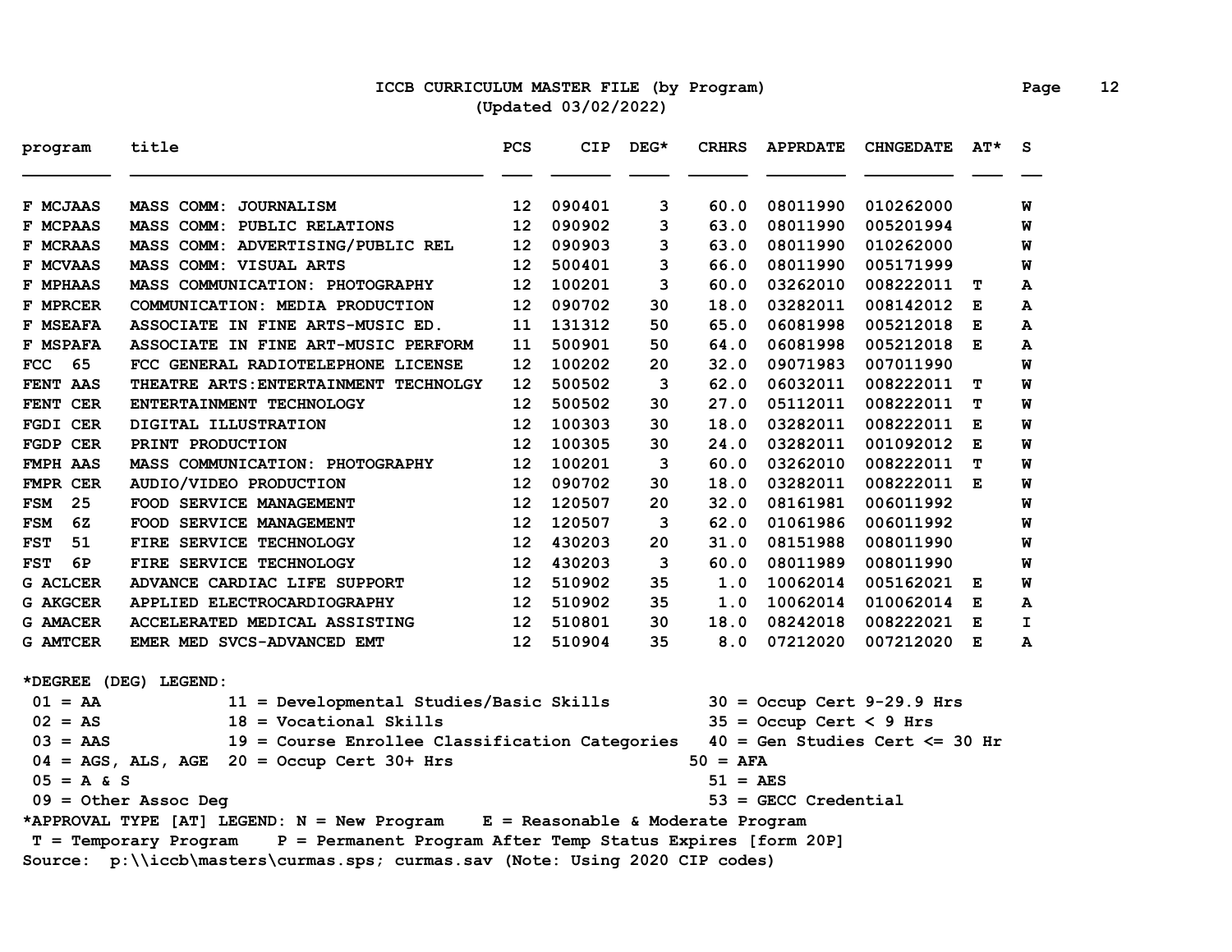# ICCB CURRICULUM MASTER FILE (by Program)

(Updated 03/02/2022)

| program | title | PCS | CIP | DEG* | CRHRS | APPRDATE | CHNGEDATE | AT* | S |
|---|---|---|---|---|---|---|---|---|---|
| F MCJAAS | MASS COMM: JOURNALISM | 12 | 090401 | 3 | 60.0 | 08011990 | 010262000 | | W |
| F MCPAAS | MASS COMM: PUBLIC RELATIONS | 12 | 090902 | 3 | 63.0 | 08011990 | 005201994 | | W |
| F MCRAAS | MASS COMM: ADVERTISING/PUBLIC REL | 12 | 090903 | 3 | 63.0 | 08011990 | 010262000 | | W |
| F MCVAAS | MASS COMM: VISUAL ARTS | 12 | 500401 | 3 | 66.0 | 08011990 | 005171999 | | W |
| F MPHAAS | MASS COMMUNICATION: PHOTOGRAPHY | 12 | 100201 | 3 | 60.0 | 03262010 | 008222011 | T | A |
| F MPRCER | COMMUNICATION: MEDIA PRODUCTION | 12 | 090702 | 30 | 18.0 | 03282011 | 008142012 | E | A |
| F MSEAFA | ASSOCIATE IN FINE ARTS-MUSIC ED. | 11 | 131312 | 50 | 65.0 | 06081998 | 005212018 | E | A |
| F MSPAFA | ASSOCIATE IN FINE ART-MUSIC PERFORM | 11 | 500901 | 50 | 64.0 | 06081998 | 005212018 | E | A |
| FCC 65 | FCC GENERAL RADIOTELEPHONE LICENSE | 12 | 100202 | 20 | 32.0 | 09071983 | 007011990 | | W |
| FENT AAS | THEATRE ARTS:ENTERTAINMENT TECHNOLGY | 12 | 500502 | 3 | 62.0 | 06032011 | 008222011 | T | W |
| FENT CER | ENTERTAINMENT TECHNOLOGY | 12 | 500502 | 30 | 27.0 | 05112011 | 008222011 | T | W |
| FGDI CER | DIGITAL ILLUSTRATION | 12 | 100303 | 30 | 18.0 | 03282011 | 008222011 | E | W |
| FGDP CER | PRINT PRODUCTION | 12 | 100305 | 30 | 24.0 | 03282011 | 001092012 | E | W |
| FMPH AAS | MASS COMMUNICATION: PHOTOGRAPHY | 12 | 100201 | 3 | 60.0 | 03262010 | 008222011 | T | W |
| FMPR CER | AUDIO/VIDEO PRODUCTION | 12 | 090702 | 30 | 18.0 | 03282011 | 008222011 | E | W |
| FSM 25 | FOOD SERVICE MANAGEMENT | 12 | 120507 | 20 | 32.0 | 08161981 | 006011992 | | W |
| FSM 6Z | FOOD SERVICE MANAGEMENT | 12 | 120507 | 3 | 62.0 | 01061986 | 006011992 | | W |
| FST 51 | FIRE SERVICE TECHNOLOGY | 12 | 430203 | 20 | 31.0 | 08151988 | 008011990 | | W |
| FST 6P | FIRE SERVICE TECHNOLOGY | 12 | 430203 | 3 | 60.0 | 08011989 | 008011990 | | W |
| G ACLCER | ADVANCE CARDIAC LIFE SUPPORT | 12 | 510902 | 35 | 1.0 | 10062014 | 005162021 | E | W |
| G AKGCER | APPLIED ELECTROCARDIOGRAPHY | 12 | 510902 | 35 | 1.0 | 10062014 | 010062014 | E | A |
| G AMACER | ACCELERATED MEDICAL ASSISTING | 12 | 510801 | 30 | 18.0 | 08242018 | 008222021 | E | I |
| G AMTCER | EMER MED SVCS-ADVANCED EMT | 12 | 510904 | 35 | 8.0 | 07212020 | 007212020 | E | A |

*DEGREE (DEG) LEGEND:

- 01 = AA
- 02 = AS
- 03 = AAS
- 04 = AGS, ALS, AGE
- 05 = A & S
- 09 = Other Assoc Deg
- 11 = Developmental Studies/Basic Skills
- 18 = Vocational Skills
- 19 = Course Enrollee Classification Categories
- 20 = Occup Cert 30+ Hrs
- 30 = Occup Cert 9-29.9 Hrs
- 35 = Occup Cert < 9 Hrs
- 40 = Gen Studies Cert <= 30 Hr
- 50 = AFA
- 51 = AES
- 53 = GECC Credential

*APPROVAL TYPE [AT] LEGEND: N = New Program E = Reasonable & Moderate Program
T = Temporary Program P = Permanent Program After Temp Status Expires [form 20P]

Source: p:\\iccb\masters\curmas.sps; curmas.sav (Note: Using 2020 CIP codes)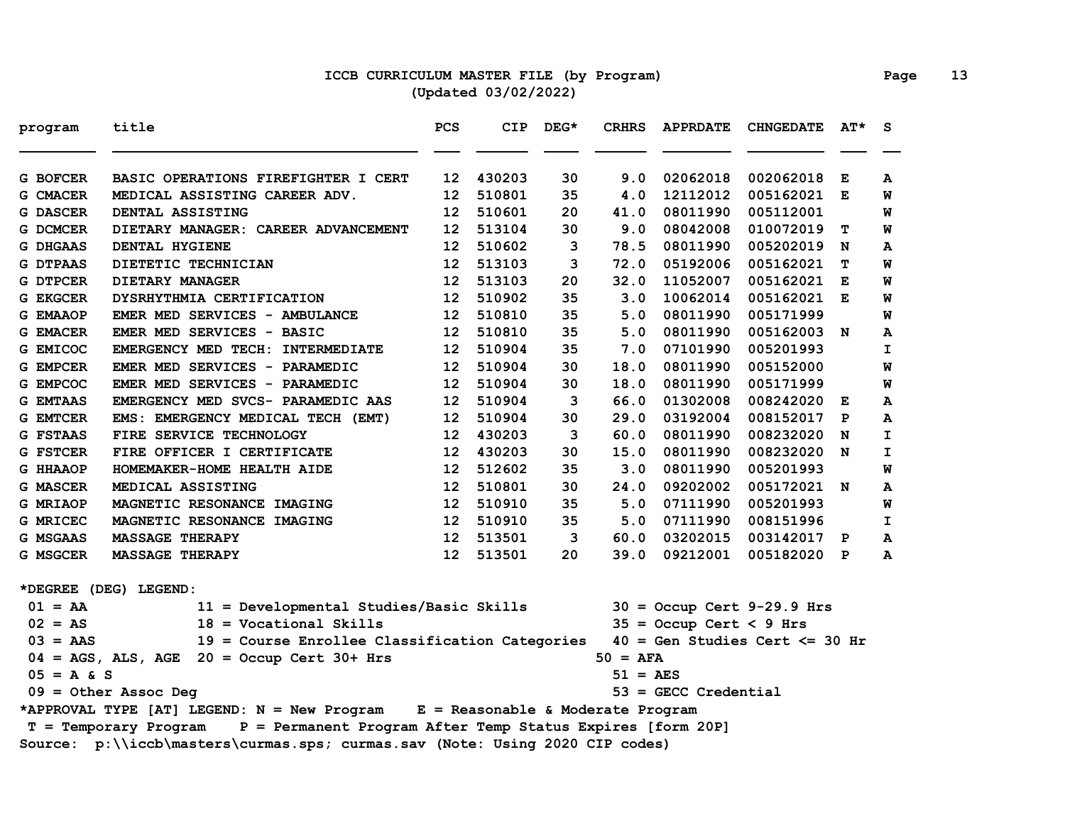**ICCB CURRICULUM MASTER FILE (by Program)**
**(Updated 03/02/2022)**

| program | title | PCS | CIP | DEG* | CRHRS | APPRDATE | CHNGEDATE | AT* | S |
|---|---|---|---|---|---|---|---|---|---|
| G BOFCER | BASIC OPERATIONS FIREFIGHTER I CERT | 12 | 430203 | 30 | 9.0 | 02062018 | 002062018 | E | A |
| G CMACER | MEDICAL ASSISTING CAREER ADV. | 12 | 510801 | 35 | 4.0 | 12112012 | 005162021 | E | W |
| G DASCER | DENTAL ASSISTING | 12 | 510601 | 20 | 41.0 | 08011990 | 005112001 | | W |
| G DCMCER | DIETARY MANAGER: CAREER ADVANCEMENT | 12 | 513104 | 30 | 9.0 | 08042008 | 010072019 | T | W |
| G DHGAAS | DENTAL HYGIENE | 12 | 510602 | 3 | 78.5 | 08011990 | 005202019 | N | A |
| G DTPAAS | DIETETIC TECHNICIAN | 12 | 513103 | 3 | 72.0 | 05192006 | 005162021 | T | W |
| G DTPCER | DIETARY MANAGER | 12 | 513103 | 20 | 32.0 | 11052007 | 005162021 | E | W |
| G EKGCER | DYSRHYTHMIA CERTIFICATION | 12 | 510902 | 35 | 3.0 | 10062014 | 005162021 | E | W |
| G EMAAOP | EMER MED SERVICES - AMBULANCE | 12 | 510810 | 35 | 5.0 | 08011990 | 005171999 | | W |
| G EMACER | EMER MED SERVICES - BASIC | 12 | 510810 | 35 | 5.0 | 08011990 | 005162003 | N | A |
| G EMICOC | EMERGENCY MED TECH: INTERMEDIATE | 12 | 510904 | 35 | 7.0 | 07101990 | 005201993 | | I |
| G EMPCER | EMER MED SERVICES - PARAMEDIC | 12 | 510904 | 30 | 18.0 | 08011990 | 005152000 | | W |
| G EMPCOC | EMER MED SERVICES - PARAMEDIC | 12 | 510904 | 30 | 18.0 | 08011990 | 005171999 | | W |
| G EMTAAS | EMERGENCY MED SVCS- PARAMEDIC AAS | 12 | 510904 | 3 | 66.0 | 01302008 | 008242020 | E | A |
| G EMTCER | EMS: EMERGENCY MEDICAL TECH (EMT) | 12 | 510904 | 30 | 29.0 | 03192004 | 008152017 | P | A |
| G FSTAAS | FIRE SERVICE TECHNOLOGY | 12 | 430203 | 3 | 60.0 | 08011990 | 008232020 | N | I |
| G FSTCER | FIRE OFFICER I CERTIFICATE | 12 | 430203 | 30 | 15.0 | 08011990 | 008232020 | N | I |
| G HHAAOP | HOMEMAKER-HOME HEALTH AIDE | 12 | 512602 | 35 | 3.0 | 08011990 | 005201993 | | W |
| G MASCER | MEDICAL ASSISTING | 12 | 510801 | 30 | 24.0 | 09202002 | 005172021 | N | A |
| G MRIAOP | MAGNETIC RESONANCE IMAGING | 12 | 510910 | 35 | 5.0 | 07111990 | 005201993 | | W |
| G MRICEC | MAGNETIC RESONANCE IMAGING | 12 | 510910 | 35 | 5.0 | 07111990 | 008151996 | | I |
| G MSGAAS | MASSAGE THERAPY | 12 | 513501 | 3 | 60.0 | 03202015 | 003142017 | P | A |
| G MSGCER | MASSAGE THERAPY | 12 | 513501 | 20 | 39.0 | 09212001 | 005182020 | P | A |

*DEGREE (DEG) LEGEND:

- 01 = AA
- 02 = AS
- 03 = AAS
- 04 = AGS, ALS, AGE
- 05 = A & S
- 09 = Other Assoc Deg
- 11 = Developmental Studies/Basic Skills
- 18 = Vocational Skills
- 19 = Course Enrollee Classification Categories
- 20 = Occup Cert 30+ Hrs
- 30 = Occup Cert 9-29.9 Hrs
- 35 = Occup Cert < 9 Hrs
- 40 = Gen Studies Cert <= 30 Hr
- 50 = AFA
- 51 = AES
- 53 = GECC Credential

*APPROVAL TYPE [AT] LEGEND: N = New Program E = Reasonable & Moderate Program
T = Temporary Program P = Permanent Program After Temp Status Expires [form 20P]

Source: p:\\iccb\masters\curmas.sps; curmas.sav (Note: Using 2020 CIP codes)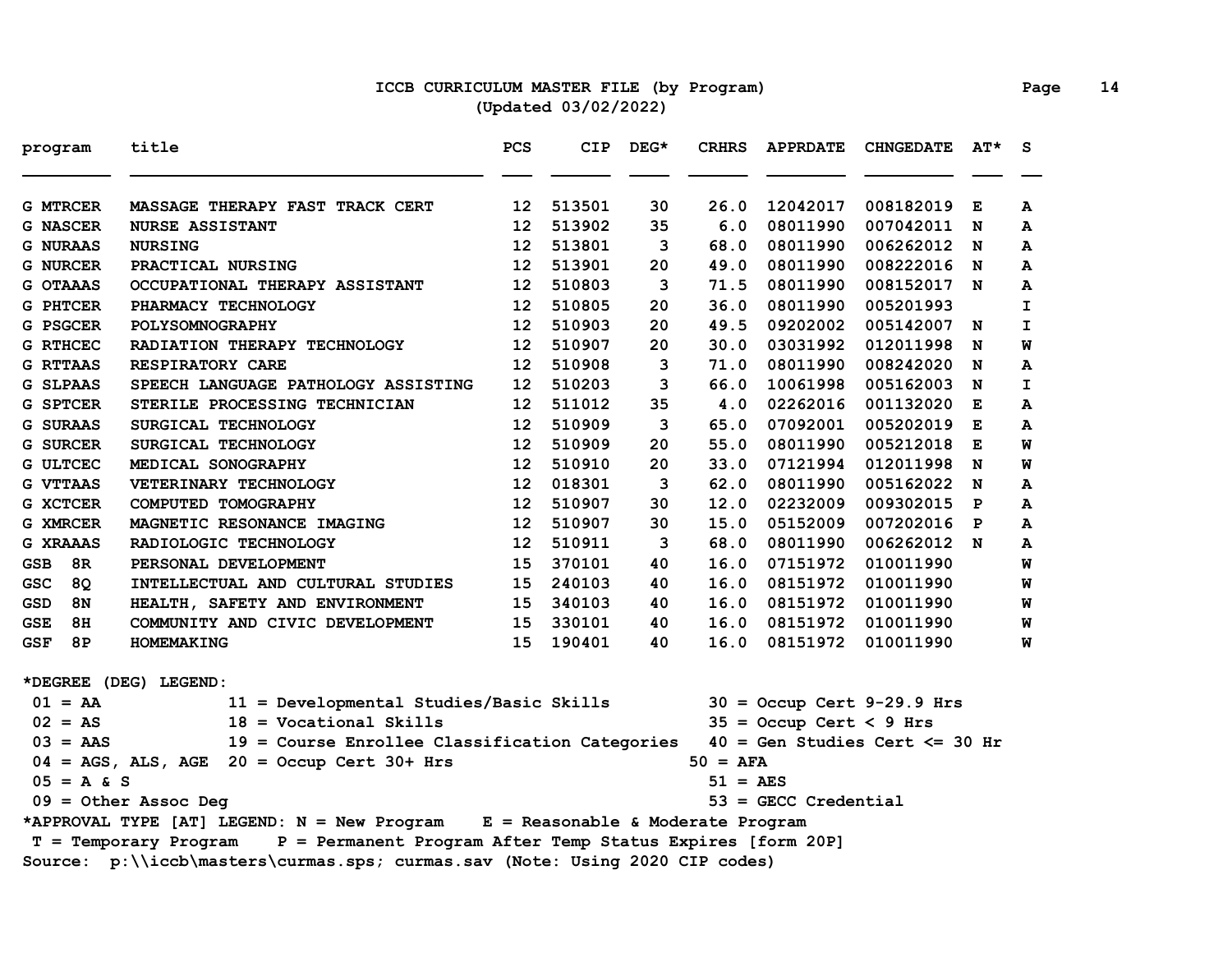# ICCB CURRICULUM MASTER FILE (by Program)
(Updated 03/02/2022)

| program | title | PCS | CIP | DEG* | CRHRS | APPRDATE | CHNGEDATE | AT* | S |
|---|---|---|---|---|---|---|---|---|---|
| G MTRCER | MASSAGE THERAPY FAST TRACK CERT | 12 | 513501 | 30 | 26.0 | 12042017 | 008182019 | E | A |
| G NASCER | NURSE ASSISTANT | 12 | 513902 | 35 | 6.0 | 08011990 | 007042011 | N | A |
| G NURAAS | NURSING | 12 | 513801 | 3 | 68.0 | 08011990 | 006262012 | N | A |
| G NURCER | PRACTICAL NURSING | 12 | 513901 | 20 | 49.0 | 08011990 | 008222016 | N | A |
| G OTAAAS | OCCUPATIONAL THERAPY ASSISTANT | 12 | 510803 | 3 | 71.5 | 08011990 | 008152017 | N | A |
| G PHTCER | PHARMACY TECHNOLOGY | 12 | 510805 | 20 | 36.0 | 08011990 | 005201993 | | I |
| G PSGCER | POLYSOMNOGRAPHY | 12 | 510903 | 20 | 49.5 | 09202002 | 005142007 | N | I |
| G RTHCEC | RADIATION THERAPY TECHNOLOGY | 12 | 510907 | 20 | 30.0 | 03031992 | 012011998 | N | W |
| G RTTAAS | RESPIRATORY CARE | 12 | 510908 | 3 | 71.0 | 08011990 | 008242020 | N | A |
| G SLPAAS | SPEECH LANGUAGE PATHOLOGY ASSISTING | 12 | 510203 | 3 | 66.0 | 10061998 | 005162003 | N | I |
| G SPTCER | STERILE PROCESSING TECHNICIAN | 12 | 511012 | 35 | 4.0 | 02262016 | 001132020 | E | A |
| G SURAAS | SURGICAL TECHNOLOGY | 12 | 510909 | 3 | 65.0 | 07092001 | 005202019 | E | A |
| G SURCER | SURGICAL TECHNOLOGY | 12 | 510909 | 20 | 55.0 | 08011990 | 005212018 | E | W |
| G ULTCEC | MEDICAL SONOGRAPHY | 12 | 510910 | 20 | 33.0 | 07121994 | 012011998 | N | W |
| G VTTAAS | VETERINARY TECHNOLOGY | 12 | 018301 | 3 | 62.0 | 08011990 | 005162022 | N | A |
| G XCTCER | COMPUTED TOMOGRAPHY | 12 | 510907 | 30 | 12.0 | 02232009 | 009302015 | P | A |
| G XMRCER | MAGNETIC RESONANCE IMAGING | 12 | 510907 | 30 | 15.0 | 05152009 | 007202016 | P | A |
| G XRAAAS | RADIOLOGIC TECHNOLOGY | 12 | 510911 | 3 | 68.0 | 08011990 | 006262012 | N | A |
| GSB 8R | PERSONAL DEVELOPMENT | 15 | 370101 | 40 | 16.0 | 07151972 | 010011990 | | W |
| GSC 8Q | INTELLECTUAL AND CULTURAL STUDIES | 15 | 240103 | 40 | 16.0 | 08151972 | 010011990 | | W |
| GSD 8N | HEALTH, SAFETY AND ENVIRONMENT | 15 | 340103 | 40 | 16.0 | 08151972 | 010011990 | | W |
| GSE 8H | COMMUNITY AND CIVIC DEVELOPMENT | 15 | 330101 | 40 | 16.0 | 08151972 | 010011990 | | W |
| GSF 8P | HOMEMAKING | 15 | 190401 | 40 | 16.0 | 08151972 | 010011990 | | W |

*DEGREE (DEG) LEGEND:

- 01 = AA
- 02 = AS
- 03 = AAS
- 04 = AGS, ALS, AGE
- 05 = A & S
- 09 = Other Assoc Deg
- 11 = Developmental Studies/Basic Skills
- 18 = Vocational Skills
- 19 = Course Enrollee Classification Categories
- 20 = Occup Cert 30+ Hrs
- 30 = Occup Cert 9-29.9 Hrs
- 35 = Occup Cert < 9 Hrs
- 40 = Gen Studies Cert <= 30 Hr
- 50 = AFA
- 51 = AES
- 53 = GECC Credential

*APPROVAL TYPE [AT] LEGEND: N = New Program    E = Reasonable & Moderate Program
T = Temporary Program    P = Permanent Program After Temp Status Expires [form 20P]

Source: p:\\iccb\masters\curmas.sps; curmas.sav (Note: Using 2020 CIP codes)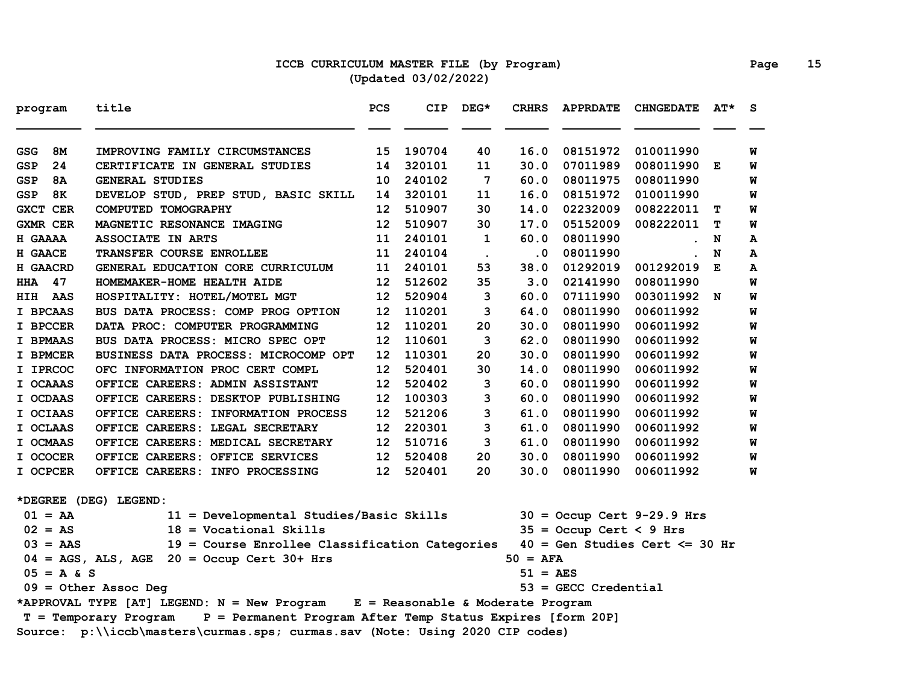# ICCB CURRICULUM MASTER FILE (by Program)

(Updated 03/02/2022)

| program | title | PCS | CIP | DEG* | CRHRS | APPRDATE | CHNGEDATE | AT* | S |
|---|---|---|---|---|---|---|---|---|---|
| GSG 8M | IMPROVING FAMILY CIRCUMSTANCES | 15 | 190704 | 40 | 16.0 | 08151972 | 010011990 | | W |
| GSP 24 | CERTIFICATE IN GENERAL STUDIES | 14 | 320101 | 11 | 30.0 | 07011989 | 008011990 | E | W |
| GSP 8A | GENERAL STUDIES | 10 | 240102 | 7 | 60.0 | 08011975 | 008011990 | | W |
| GSP 8K | DEVELOP STUD, PREP STUD, BASIC SKILL | 14 | 320101 | 11 | 16.0 | 08151972 | 010011990 | | W |
| GXCT CER | COMPUTED TOMOGRAPHY | 12 | 510907 | 30 | 14.0 | 02232009 | 008222011 | T | W |
| GXMR CER | MAGNETIC RESONANCE IMAGING | 12 | 510907 | 30 | 17.0 | 05152009 | 008222011 | T | W |
| H GAAAA | ASSOCIATE IN ARTS | 11 | 240101 | 1 | 60.0 | 08011990 | . | N | A |
| H GAACE | TRANSFER COURSE ENROLLEE | 11 | 240104 | . | .0 | 08011990 | . | N | A |
| H GAACRD | GENERAL EDUCATION CORE CURRICULUM | 11 | 240101 | 53 | 38.0 | 01292019 | 001292019 | E | A |
| HHA 47 | HOMEMAKER-HOME HEALTH AIDE | 12 | 512602 | 35 | 3.0 | 02141990 | 008011990 | | W |
| HIH AAS | HOSPITALITY: HOTEL/MOTEL MGT | 12 | 520904 | 3 | 60.0 | 07111990 | 003011992 | N | W |
| I BPCAAS | BUS DATA PROCESS: COMP PROG OPTION | 12 | 110201 | 3 | 64.0 | 08011990 | 006011992 | | W |
| I BPCCER | DATA PROC: COMPUTER PROGRAMMING | 12 | 110201 | 20 | 30.0 | 08011990 | 006011992 | | W |
| I BPMAAS | BUS DATA PROCESS: MICRO SPEC OPT | 12 | 110601 | 3 | 62.0 | 08011990 | 006011992 | | W |
| I BPMCER | BUSINESS DATA PROCESS: MICROCOMP OPT | 12 | 110301 | 20 | 30.0 | 08011990 | 006011992 | | W |
| I IPRCOC | OFC INFORMATION PROC CERT COMPL | 12 | 520401 | 30 | 14.0 | 08011990 | 006011992 | | W |
| I OCAAAS | OFFICE CAREERS: ADMIN ASSISTANT | 12 | 520402 | 3 | 60.0 | 08011990 | 006011992 | | W |
| I OCDAAS | OFFICE CAREERS: DESKTOP PUBLISHING | 12 | 100303 | 3 | 60.0 | 08011990 | 006011992 | | W |
| I OCIAAS | OFFICE CAREERS: INFORMATION PROCESS | 12 | 521206 | 3 | 61.0 | 08011990 | 006011992 | | W |
| I OCLAAS | OFFICE CAREERS: LEGAL SECRETARY | 12 | 220301 | 3 | 61.0 | 08011990 | 006011992 | | W |
| I OCMAAS | OFFICE CAREERS: MEDICAL SECRETARY | 12 | 510716 | 3 | 61.0 | 08011990 | 006011992 | | W |
| I OCOCER | OFFICE CAREERS: OFFICE SERVICES | 12 | 520408 | 20 | 30.0 | 08011990 | 006011992 | | W |
| I OCPCER | OFFICE CAREERS: INFO PROCESSING | 12 | 520401 | 20 | 30.0 | 08011990 | 006011992 | | W |

*DEGREE (DEG) LEGEND:

- 01 = AA
- 02 = AS
- 03 = AAS
- 04 = AGS, ALS, AGE
- 05 = A & S
- 09 = Other Assoc Deg
- 11 = Developmental Studies/Basic Skills
- 18 = Vocational Skills
- 19 = Course Enrollee Classification Categories
- 20 = Occup Cert 30+ Hrs
- 30 = Occup Cert 9-29.9 Hrs
- 35 = Occup Cert < 9 Hrs
- 40 = Gen Studies Cert <= 30 Hr
- 50 = AFA
- 51 = AES
- 53 = GECC Credential

*APPROVAL TYPE [AT] LEGEND: N = New Program E = Reasonable & Moderate Program
T = Temporary Program P = Permanent Program After Temp Status Expires [form 20P]

Source: p:\\iccb\masters\curmas.sps; curmas.sav (Note: Using 2020 CIP codes)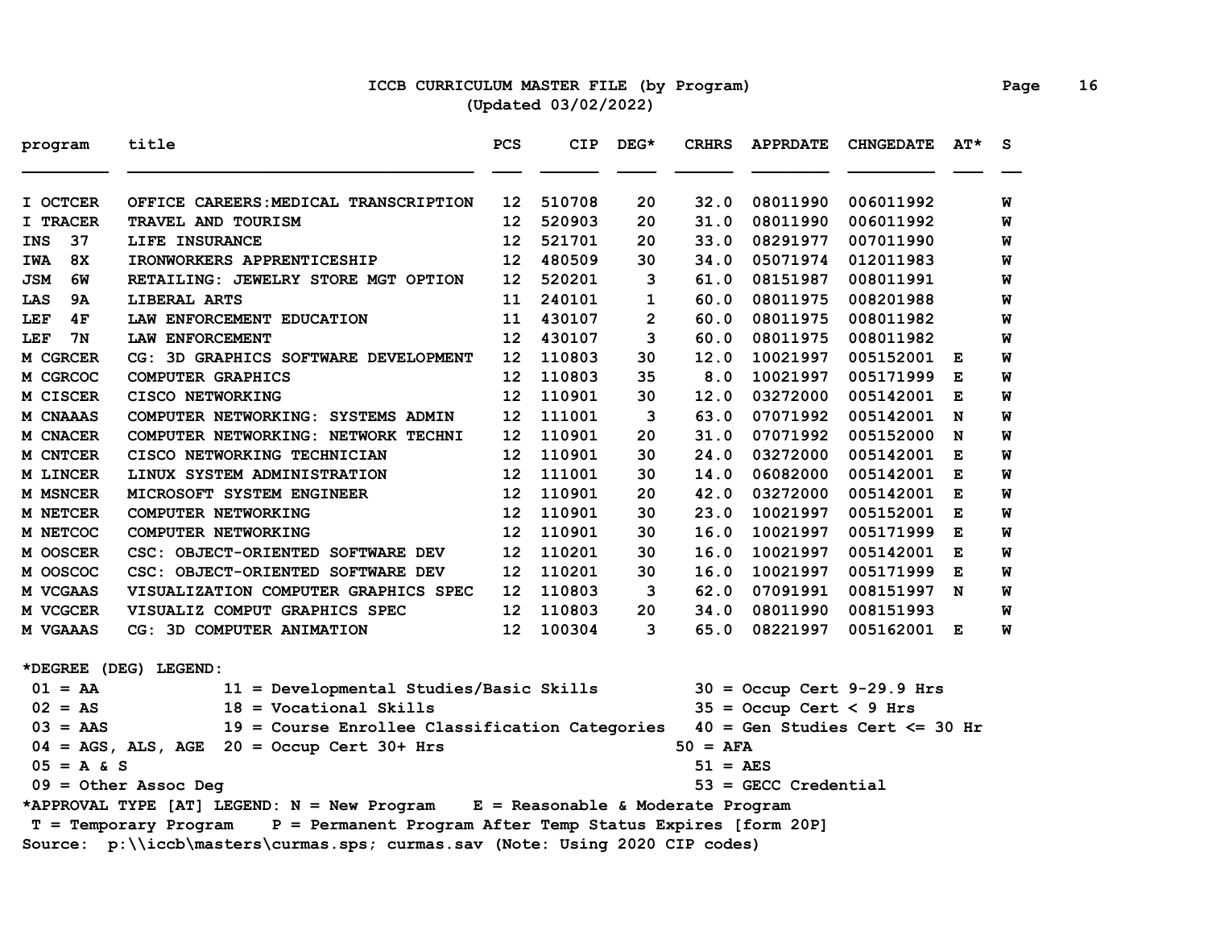# ICCB CURRICULUM MASTER FILE (by Program)

(Updated 03/02/2022)

| program | title | PCS | CIP | DEG* | CRHRS | APPRDATE | CHNGEDATE | AT* | S |
|---|---|---|---|---|---|---|---|---|---|
| I OCTCER | OFFICE CAREERS:MEDICAL TRANSCRIPTION | 12 | 510708 | 20 | 32.0 | 08011990 | 006011992 | | W |
| I TRACER | TRAVEL AND TOURISM | 12 | 520903 | 20 | 31.0 | 08011990 | 006011992 | | W |
| INS 37 | LIFE INSURANCE | 12 | 521701 | 20 | 33.0 | 08291977 | 007011990 | | W |
| IWA 8X | IRONWORKERS APPRENTICESHIP | 12 | 480509 | 30 | 34.0 | 05071974 | 012011983 | | W |
| JSM 6W | RETAILING: JEWELRY STORE MGT OPTION | 12 | 520201 | 3 | 61.0 | 08151987 | 008011991 | | W |
| LAS 9A | LIBERAL ARTS | 11 | 240101 | 1 | 60.0 | 08011975 | 008201988 | | W |
| LEF 4F | LAW ENFORCEMENT EDUCATION | 11 | 430107 | 2 | 60.0 | 08011975 | 008011982 | | W |
| LEF 7N | LAW ENFORCEMENT | 12 | 430107 | 3 | 60.0 | 08011975 | 008011982 | | W |
| M CGRCER | CG: 3D GRAPHICS SOFTWARE DEVELOPMENT | 12 | 110803 | 30 | 12.0 | 10021997 | 005152001 | E | W |
| M CGRCOC | COMPUTER GRAPHICS | 12 | 110803 | 35 | 8.0 | 10021997 | 005171999 | E | W |
| M CISCER | CISCO NETWORKING | 12 | 110901 | 30 | 12.0 | 03272000 | 005142001 | E | W |
| M CNAAAS | COMPUTER NETWORKING: SYSTEMS ADMIN | 12 | 111001 | 3 | 63.0 | 07071992 | 005142001 | N | W |
| M CNACER | COMPUTER NETWORKING: NETWORK TECHNI | 12 | 110901 | 20 | 31.0 | 07071992 | 005152000 | N | W |
| M CNTCER | CISCO NETWORKING TECHNICIAN | 12 | 110901 | 30 | 24.0 | 03272000 | 005142001 | E | W |
| M LINCER | LINUX SYSTEM ADMINISTRATION | 12 | 111001 | 30 | 14.0 | 06082000 | 005142001 | E | W |
| M MSNCER | MICROSOFT SYSTEM ENGINEER | 12 | 110901 | 20 | 42.0 | 03272000 | 005142001 | E | W |
| M NETCER | COMPUTER NETWORKING | 12 | 110901 | 30 | 23.0 | 10021997 | 005152001 | E | W |
| M NETCOC | COMPUTER NETWORKING | 12 | 110901 | 30 | 16.0 | 10021997 | 005171999 | E | W |
| M OOSCER | CSC: OBJECT-ORIENTED SOFTWARE DEV | 12 | 110201 | 30 | 16.0 | 10021997 | 005142001 | E | W |
| M OOSCOC | CSC: OBJECT-ORIENTED SOFTWARE DEV | 12 | 110201 | 30 | 16.0 | 10021997 | 005171999 | E | W |
| M VCGAAS | VISUALIZATION COMPUTER GRAPHICS SPEC | 12 | 110803 | 3 | 62.0 | 07091991 | 008151997 | N | W |
| M VCGCER | VISUALIZ COMPUT GRAPHICS SPEC | 12 | 110803 | 20 | 34.0 | 08011990 | 008151993 | | W |
| M VGAAAS | CG: 3D COMPUTER ANIMATION | 12 | 100304 | 3 | 65.0 | 08221997 | 005162001 | E | W |

*DEGREE (DEG) LEGEND:

| | | |
|---|---|---|
| 01 = AA | 11 = Developmental Studies/Basic Skills | 30 = Occup Cert 9-29.9 Hrs |
| 02 = AS | 18 = Vocational Skills | 35 = Occup Cert < 9 Hrs |
| 03 = AAS | 19 = Course Enrollee Classification Categories | 40 = Gen Studies Cert <= 30 Hr |
| 04 = AGS, ALS, AGE | 20 = Occup Cert 30+ Hrs | 50 = AFA |
| 05 = A & S | | 51 = AES |
| 09 = Other Assoc Deg | | 53 = GECC Credential |

*APPROVAL TYPE [AT] LEGEND: N = New Program E = Reasonable & Moderate Program
T = Temporary Program P = Permanent Program After Temp Status Expires [form 20P]

Source: p:\\iccb\masters\curmas.sps; curmas.sav (Note: Using 2020 CIP codes)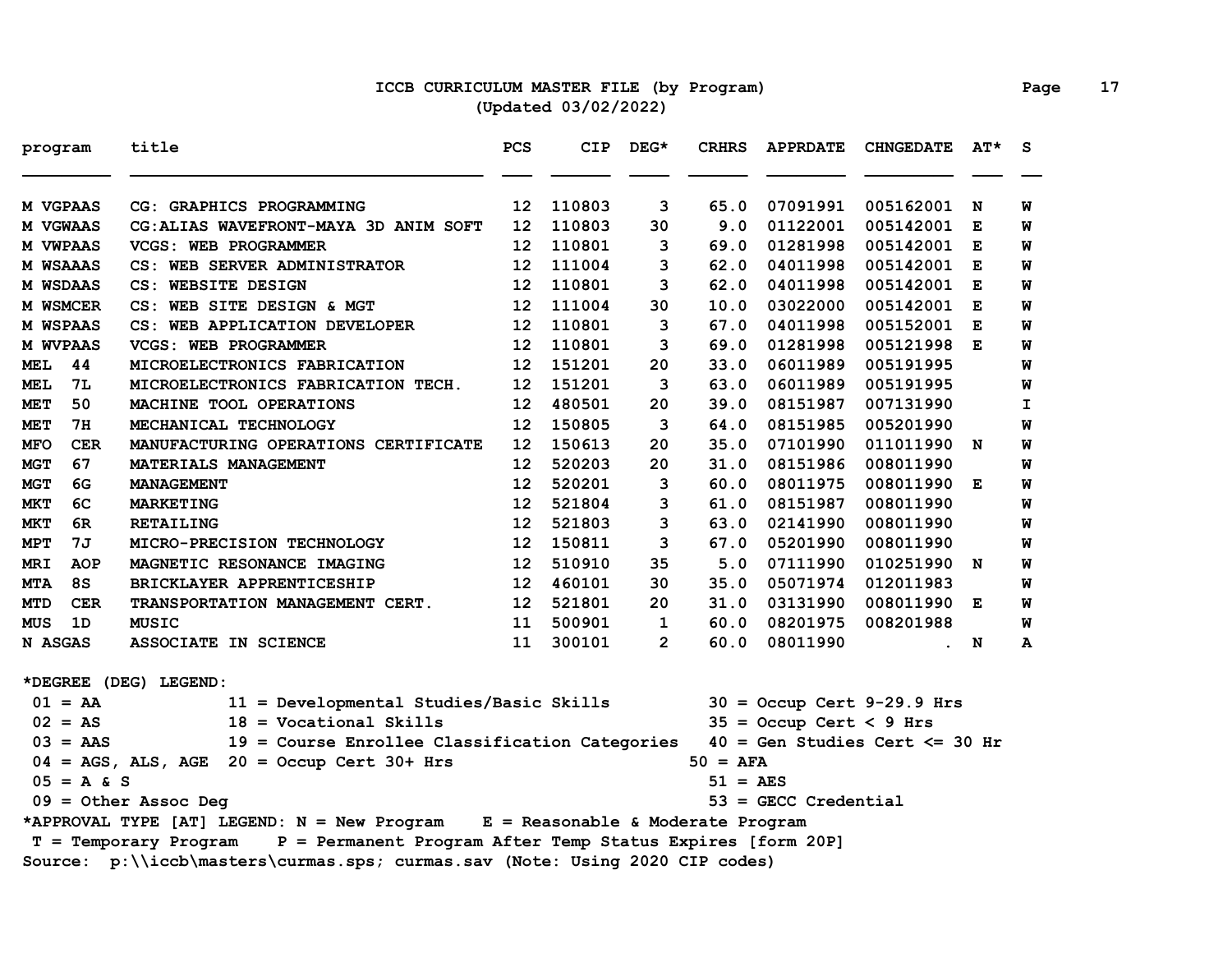# ICCB CURRICULUM MASTER FILE (by Program)

(Updated 03/02/2022)

| program | title | PCS | CIP | DEG* | CRHRS | APPRDATE | CHNGEDATE | AT* | S |
|---|---|---|---|---|---|---|---|---|---|
| M VGPAAS | CG: GRAPHICS PROGRAMMING | 12 | 110803 | 3 | 65.0 | 07091991 | 005162001 | N | W |
| M VGWAAS | CG:ALIAS WAVEFRONT-MAYA 3D ANIM SOFT | 12 | 110803 | 30 | 9.0 | 01122001 | 005142001 | E | W |
| M VWPAAS | VCGS: WEB PROGRAMMER | 12 | 110801 | 3 | 69.0 | 01281998 | 005142001 | E | W |
| M WSAAAS | CS: WEB SERVER ADMINISTRATOR | 12 | 111004 | 3 | 62.0 | 04011998 | 005142001 | E | W |
| M WSDAAS | CS: WEBSITE DESIGN | 12 | 110801 | 3 | 62.0 | 04011998 | 005142001 | E | W |
| M WSMCER | CS: WEB SITE DESIGN & MGT | 12 | 111004 | 30 | 10.0 | 03022000 | 005142001 | E | W |
| M WSPAAS | CS: WEB APPLICATION DEVELOPER | 12 | 110801 | 3 | 67.0 | 04011998 | 005152001 | E | W |
| M WVPAAS | VCGS: WEB PROGRAMMER | 12 | 110801 | 3 | 69.0 | 01281998 | 005121998 | E | W |
| MEL 44 | MICROELECTRONICS FABRICATION | 12 | 151201 | 20 | 33.0 | 06011989 | 005191995 | | W |
| MEL 7L | MICROELECTRONICS FABRICATION TECH. | 12 | 151201 | 3 | 63.0 | 06011989 | 005191995 | | W |
| MET 50 | MACHINE TOOL OPERATIONS | 12 | 480501 | 20 | 39.0 | 08151987 | 007131990 | | I |
| MET 7H | MECHANICAL TECHNOLOGY | 12 | 150805 | 3 | 64.0 | 08151985 | 005201990 | | W |
| MFO CER | MANUFACTURING OPERATIONS CERTIFICATE | 12 | 150613 | 20 | 35.0 | 07101990 | 011011990 | N | W |
| MGT 67 | MATERIALS MANAGEMENT | 12 | 520203 | 20 | 31.0 | 08151986 | 008011990 | | W |
| MGT 6G | MANAGEMENT | 12 | 520201 | 3 | 60.0 | 08011975 | 008011990 | E | W |
| MKT 6C | MARKETING | 12 | 521804 | 3 | 61.0 | 08151987 | 008011990 | | W |
| MKT 6R | RETAILING | 12 | 521803 | 3 | 63.0 | 02141990 | 008011990 | | W |
| MPT 7J | MICRO-PRECISION TECHNOLOGY | 12 | 150811 | 3 | 67.0 | 05201990 | 008011990 | | W |
| MRI AOP | MAGNETIC RESONANCE IMAGING | 12 | 510910 | 35 | 5.0 | 07111990 | 010251990 | N | W |
| MTA 8S | BRICKLAYER APPRENTICESHIP | 12 | 460101 | 30 | 35.0 | 05071974 | 012011983 | | W |
| MTD CER | TRANSPORTATION MANAGEMENT CERT. | 12 | 521801 | 20 | 31.0 | 03131990 | 008011990 | E | W |
| MUS 1D | MUSIC | 11 | 500901 | 1 | 60.0 | 08201975 | 008201988 | | W |
| N ASGAS | ASSOCIATE IN SCIENCE | 11 | 300101 | 2 | 60.0 | 08011990 | . | N | A |

*DEGREE (DEG) LEGEND:

- 01 = AA
- 02 = AS
- 03 = AAS
- 04 = AGS, ALS, AGE
- 05 = A & S
- 09 = Other Assoc Deg
- 11 = Developmental Studies/Basic Skills
- 18 = Vocational Skills
- 19 = Course Enrollee Classification Categories
- 20 = Occup Cert 30+ Hrs
- 30 = Occup Cert 9-29.9 Hrs
- 35 = Occup Cert < 9 Hrs
- 40 = Gen Studies Cert <= 30 Hr
- 50 = AFA
- 51 = AES
- 53 = GECC Credential

*APPROVAL TYPE [AT] LEGEND: N = New Program E = Reasonable & Moderate Program
T = Temporary Program P = Permanent Program After Temp Status Expires [form 20P]

Source: p:\\iccb\masters\curmas.sps; curmas.sav (Note: Using 2020 CIP codes)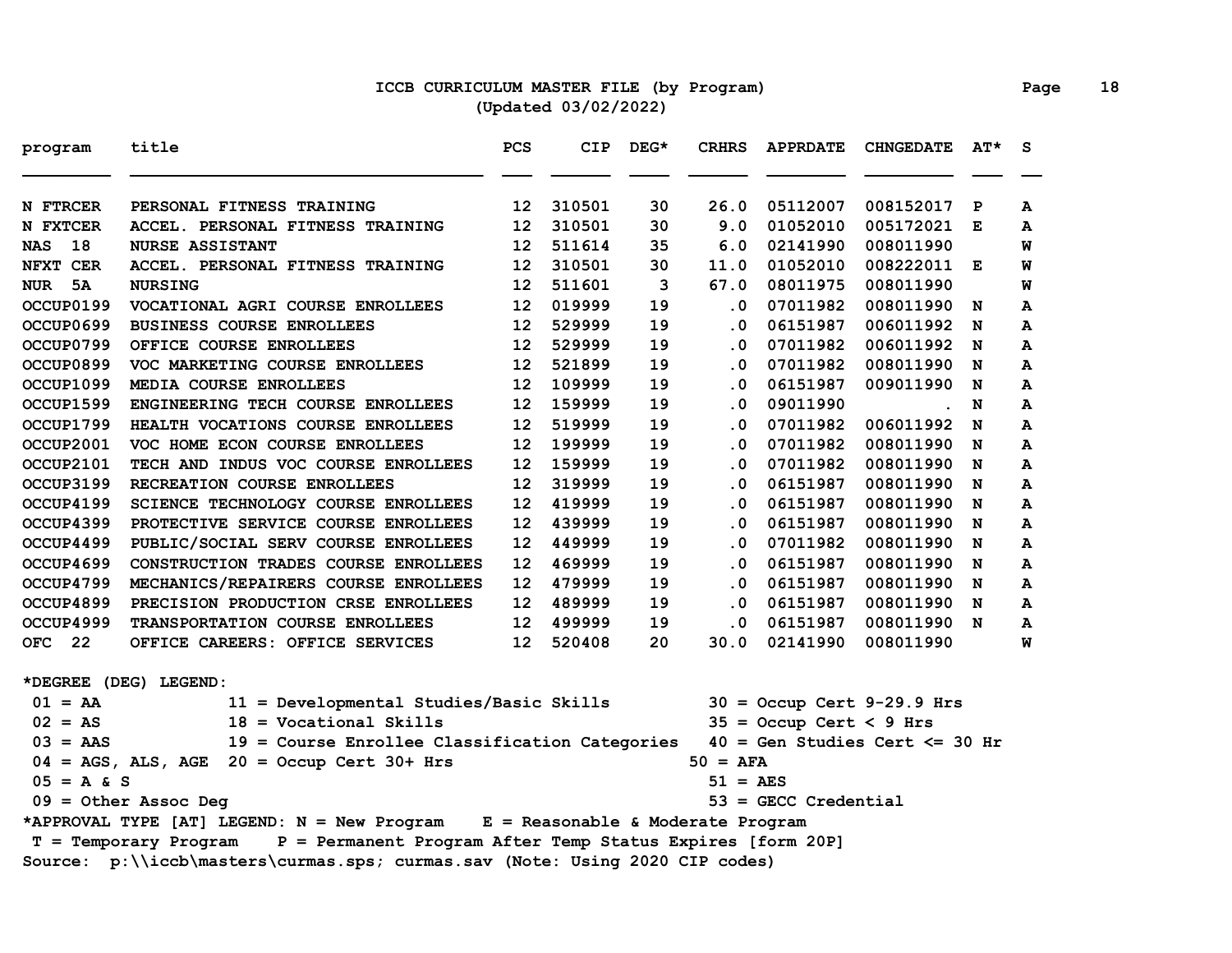# ICCB CURRICULUM MASTER FILE (by Program)

(Updated 03/02/2022)

| program | title | PCS | CIP | DEG* | CRHRS | APPRDATE | CHNGEDATE | AT* | S |
|---|---|---|---|---|---|---|---|---|---|
| N FTRCER | PERSONAL FITNESS TRAINING | 12 | 310501 | 30 | 26.0 | 05112007 | 008152017 | P | A |
| N FXTCER | ACCEL. PERSONAL FITNESS TRAINING | 12 | 310501 | 30 | 9.0 | 01052010 | 005172021 | E | A |
| NAS 18 | NURSE ASSISTANT | 12 | 511614 | 35 | 6.0 | 02141990 | 008011990 | | W |
| NFXT CER | ACCEL. PERSONAL FITNESS TRAINING | 12 | 310501 | 30 | 11.0 | 01052010 | 008222011 | E | W |
| NUR 5A | NURSING | 12 | 511601 | 3 | 67.0 | 08011975 | 008011990 | | W |
| OCCUP0199 | VOCATIONAL AGRI COURSE ENROLLEES | 12 | 019999 | 19 | .0 | 07011982 | 008011990 | N | A |
| OCCUP0699 | BUSINESS COURSE ENROLLEES | 12 | 529999 | 19 | .0 | 06151987 | 006011992 | N | A |
| OCCUP0799 | OFFICE COURSE ENROLLEES | 12 | 529999 | 19 | .0 | 07011982 | 006011992 | N | A |
| OCCUP0899 | VOC MARKETING COURSE ENROLLEES | 12 | 521899 | 19 | .0 | 07011982 | 008011990 | N | A |
| OCCUP1099 | MEDIA COURSE ENROLLEES | 12 | 109999 | 19 | .0 | 06151987 | 009011990 | N | A |
| OCCUP1599 | ENGINEERING TECH COURSE ENROLLEES | 12 | 159999 | 19 | .0 | 09011990 | . | N | A |
| OCCUP1799 | HEALTH VOCATIONS COURSE ENROLLEES | 12 | 519999 | 19 | .0 | 07011982 | 006011992 | N | A |
| OCCUP2001 | VOC HOME ECON COURSE ENROLLEES | 12 | 199999 | 19 | .0 | 07011982 | 008011990 | N | A |
| OCCUP2101 | TECH AND INDUS VOC COURSE ENROLLEES | 12 | 159999 | 19 | .0 | 07011982 | 008011990 | N | A |
| OCCUP3199 | RECREATION COURSE ENROLLEES | 12 | 319999 | 19 | .0 | 06151987 | 008011990 | N | A |
| OCCUP4199 | SCIENCE TECHNOLOGY COURSE ENROLLEES | 12 | 419999 | 19 | .0 | 06151987 | 008011990 | N | A |
| OCCUP4399 | PROTECTIVE SERVICE COURSE ENROLLEES | 12 | 439999 | 19 | .0 | 06151987 | 008011990 | N | A |
| OCCUP4499 | PUBLIC/SOCIAL SERV COURSE ENROLLEES | 12 | 449999 | 19 | .0 | 07011982 | 008011990 | N | A |
| OCCUP4699 | CONSTRUCTION TRADES COURSE ENROLLEES | 12 | 469999 | 19 | .0 | 06151987 | 008011990 | N | A |
| OCCUP4799 | MECHANICS/REPAIRERS COURSE ENROLLEES | 12 | 479999 | 19 | .0 | 06151987 | 008011990 | N | A |
| OCCUP4899 | PRECISION PRODUCTION CRSE ENROLLEES | 12 | 489999 | 19 | .0 | 06151987 | 008011990 | N | A |
| OCCUP4999 | TRANSPORTATION COURSE ENROLLEES | 12 | 499999 | 19 | .0 | 06151987 | 008011990 | N | A |
| OFC 22 | OFFICE CAREERS: OFFICE SERVICES | 12 | 520408 | 20 | 30.0 | 02141990 | 008011990 | | W |

*DEGREE (DEG) LEGEND:

- 01 = AA
- 02 = AS
- 03 = AAS
- 04 = AGS, ALS, AGE
- 05 = A & S
- 09 = Other Assoc Deg
- 11 = Developmental Studies/Basic Skills
- 18 = Vocational Skills
- 19 = Course Enrollee Classification Categories
- 20 = Occup Cert 30+ Hrs
- 30 = Occup Cert 9-29.9 Hrs
- 35 = Occup Cert < 9 Hrs
- 40 = Gen Studies Cert <= 30 Hr
- 50 = AFA
- 51 = AES
- 53 = GECC Credential

*APPROVAL TYPE [AT] LEGEND: N = New Program E = Reasonable & Moderate Program
T = Temporary Program P = Permanent Program After Temp Status Expires [form 20P]

Source: p:\\iccb\masters\curmas.sps; curmas.sav (Note: Using 2020 CIP codes)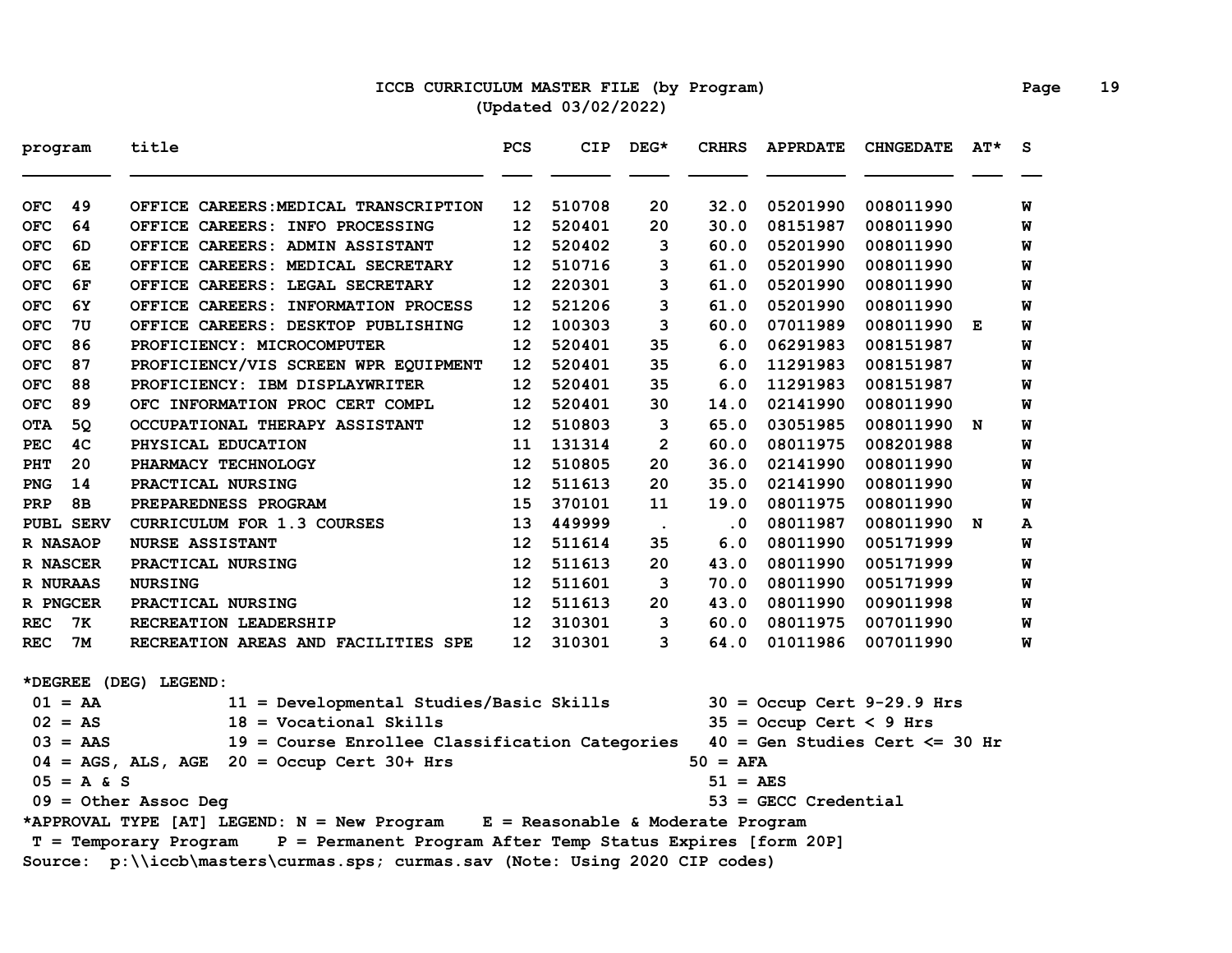# ICCB CURRICULUM MASTER FILE (by Program)

(Updated 03/02/2022)

| program | title | PCS | CIP | DEG* | CRHRS | APPRDATE | CHNGEDATE | AT* | S |
|---|---|---|---|---|---|---|---|---|---|
| OFC 49 | OFFICE CAREERS:MEDICAL TRANSCRIPTION | 12 | 510708 | 20 | 32.0 | 05201990 | 008011990 | | W |
| OFC 64 | OFFICE CAREERS: INFO PROCESSING | 12 | 520401 | 20 | 30.0 | 08151987 | 008011990 | | W |
| OFC 6D | OFFICE CAREERS: ADMIN ASSISTANT | 12 | 520402 | 3 | 60.0 | 05201990 | 008011990 | | W |
| OFC 6E | OFFICE CAREERS: MEDICAL SECRETARY | 12 | 510716 | 3 | 61.0 | 05201990 | 008011990 | | W |
| OFC 6F | OFFICE CAREERS: LEGAL SECRETARY | 12 | 220301 | 3 | 61.0 | 05201990 | 008011990 | | W |
| OFC 6Y | OFFICE CAREERS: INFORMATION PROCESS | 12 | 521206 | 3 | 61.0 | 05201990 | 008011990 | | W |
| OFC 7U | OFFICE CAREERS: DESKTOP PUBLISHING | 12 | 100303 | 3 | 60.0 | 07011989 | 008011990 | E | W |
| OFC 86 | PROFICIENCY: MICROCOMPUTER | 12 | 520401 | 35 | 6.0 | 06291983 | 008151987 | | W |
| OFC 87 | PROFICIENCY/VIS SCREEN WPR EQUIPMENT | 12 | 520401 | 35 | 6.0 | 11291983 | 008151987 | | W |
| OFC 88 | PROFICIENCY: IBM DISPLAYWRITER | 12 | 520401 | 35 | 6.0 | 11291983 | 008151987 | | W |
| OFC 89 | OFC INFORMATION PROC CERT COMPL | 12 | 520401 | 30 | 14.0 | 02141990 | 008011990 | | W |
| OTA 5Q | OCCUPATIONAL THERAPY ASSISTANT | 12 | 510803 | 3 | 65.0 | 03051985 | 008011990 | N | W |
| PEC 4C | PHYSICAL EDUCATION | 11 | 131314 | 2 | 60.0 | 08011975 | 008201988 | | W |
| PHT 20 | PHARMACY TECHNOLOGY | 12 | 510805 | 20 | 36.0 | 02141990 | 008011990 | | W |
| PNG 14 | PRACTICAL NURSING | 12 | 511613 | 20 | 35.0 | 02141990 | 008011990 | | W |
| PRP 8B | PREPAREDNESS PROGRAM | 15 | 370101 | 11 | 19.0 | 08011975 | 008011990 | | W |
| PUBL SERV | CURRICULUM FOR 1.3 COURSES | 13 | 449999 | . | .0 | 08011987 | 008011990 | N | A |
| R NASAOP | NURSE ASSISTANT | 12 | 511614 | 35 | 6.0 | 08011990 | 005171999 | | W |
| R NASCER | PRACTICAL NURSING | 12 | 511613 | 20 | 43.0 | 08011990 | 005171999 | | W |
| R NURAAS | NURSING | 12 | 511601 | 3 | 70.0 | 08011990 | 005171999 | | W |
| R PNGCER | PRACTICAL NURSING | 12 | 511613 | 20 | 43.0 | 08011990 | 009011998 | | W |
| REC 7K | RECREATION LEADERSHIP | 12 | 310301 | 3 | 60.0 | 08011975 | 007011990 | | W |
| REC 7M | RECREATION AREAS AND FACILITIES SPE | 12 | 310301 | 3 | 64.0 | 01011986 | 007011990 | | W |

*DEGREE (DEG) LEGEND:

- 01 = AA
- 02 = AS
- 03 = AAS
- 04 = AGS, ALS, AGE
- 05 = A & S
- 09 = Other Assoc Deg
- 11 = Developmental Studies/Basic Skills
- 18 = Vocational Skills
- 19 = Course Enrollee Classification Categories
- 20 = Occup Cert 30+ Hrs
- 30 = Occup Cert 9-29.9 Hrs
- 35 = Occup Cert < 9 Hrs
- 40 = Gen Studies Cert <= 30 Hr
- 50 = AFA
- 51 = AES
- 53 = GECC Credential

*APPROVAL TYPE [AT] LEGEND: N = New Program E = Reasonable & Moderate Program
T = Temporary Program P = Permanent Program After Temp Status Expires [form 20P]

Source: p:\\iccb\masters\curmas.sps; curmas.sav (Note: Using 2020 CIP codes)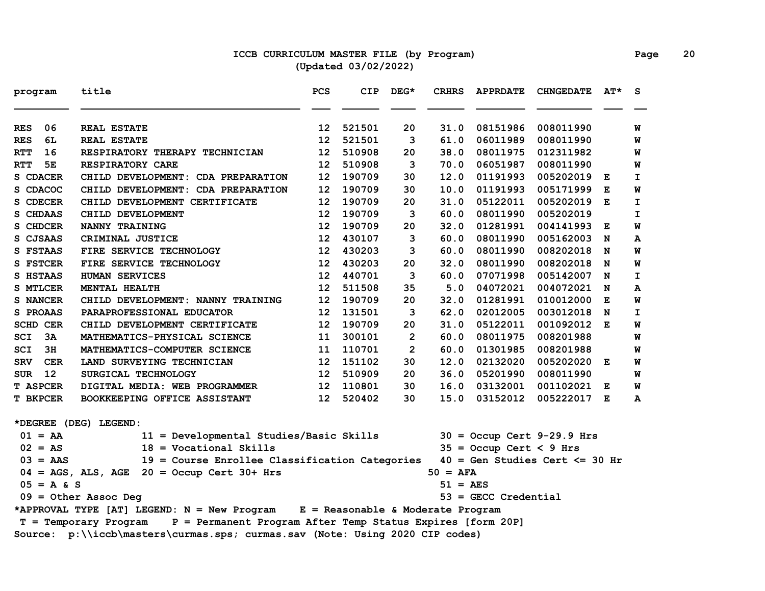# ICCB CURRICULUM MASTER FILE (by Program)
(Updated 03/02/2022)

| program | title | PCS | CIP | DEG* | CRHRS | APPRDATE | CHNGEDATE | AT* | S |
|---|---|---|---|---|---|---|---|---|---|
| RES 06 | REAL ESTATE | 12 | 521501 | 20 | 31.0 | 08151986 | 008011990 | | W |
| RES 6L | REAL ESTATE | 12 | 521501 | 3 | 61.0 | 06011989 | 008011990 | | W |
| RTT 16 | RESPIRATORY THERAPY TECHNICIAN | 12 | 510908 | 20 | 38.0 | 08011975 | 012311982 | | W |
| RTT 5E | RESPIRATORY CARE | 12 | 510908 | 3 | 70.0 | 06051987 | 008011990 | | W |
| S CDACER | CHILD DEVELOPMENT: CDA PREPARATION | 12 | 190709 | 30 | 12.0 | 01191993 | 005202019 | E | I |
| S CDACOC | CHILD DEVELOPMENT: CDA PREPARATION | 12 | 190709 | 30 | 10.0 | 01191993 | 005171999 | E | W |
| S CDECER | CHILD DEVELOPMENT CERTIFICATE | 12 | 190709 | 20 | 31.0 | 05122011 | 005202019 | E | I |
| S CHDAAS | CHILD DEVELOPMENT | 12 | 190709 | 3 | 60.0 | 08011990 | 005202019 | | I |
| S CHDCER | NANNY TRAINING | 12 | 190709 | 20 | 32.0 | 01281991 | 004141993 | E | W |
| S CJSAAS | CRIMINAL JUSTICE | 12 | 430107 | 3 | 60.0 | 08011990 | 005162003 | N | A |
| S FSTAAS | FIRE SERVICE TECHNOLOGY | 12 | 430203 | 3 | 60.0 | 08011990 | 008202018 | N | W |
| S FSTCER | FIRE SERVICE TECHNOLOGY | 12 | 430203 | 20 | 32.0 | 08011990 | 008202018 | N | W |
| S HSTAAS | HUMAN SERVICES | 12 | 440701 | 3 | 60.0 | 07071998 | 005142007 | N | I |
| S MTLCER | MENTAL HEALTH | 12 | 511508 | 35 | 5.0 | 04072021 | 004072021 | N | A |
| S NANCER | CHILD DEVELOPMENT: NANNY TRAINING | 12 | 190709 | 20 | 32.0 | 01281991 | 010012000 | E | W |
| S PROAAS | PARAPROFESSIONAL EDUCATOR | 12 | 131501 | 3 | 62.0 | 02012005 | 003012018 | N | I |
| SCHD CER | CHILD DEVELOPMENT CERTIFICATE | 12 | 190709 | 20 | 31.0 | 05122011 | 001092012 | E | W |
| SCI 3A | MATHEMATICS-PHYSICAL SCIENCE | 11 | 300101 | 2 | 60.0 | 08011975 | 008201988 | | W |
| SCI 3H | MATHEMATICS-COMPUTER SCIENCE | 11 | 110701 | 2 | 60.0 | 01301985 | 008201988 | | W |
| SRV CER | LAND SURVEYING TECHNICIAN | 12 | 151102 | 30 | 12.0 | 02132020 | 005202020 | E | W |
| SUR 12 | SURGICAL TECHNOLOGY | 12 | 510909 | 20 | 36.0 | 05201990 | 008011990 | | W |
| T ASPCER | DIGITAL MEDIA: WEB PROGRAMMER | 12 | 110801 | 30 | 16.0 | 03132001 | 001102021 | E | W |
| T BKPCER | BOOKKEEPING OFFICE ASSISTANT | 12 | 520402 | 30 | 15.0 | 03152012 | 005222017 | E | A |

*DEGREE (DEG) LEGEND:

- 01 = AA
- 02 = AS
- 03 = AAS
- 04 = AGS, ALS, AGE
- 05 = A & S
- 09 = Other Assoc Deg
- 11 = Developmental Studies/Basic Skills
- 18 = Vocational Skills
- 19 = Course Enrollee Classification Categories
- 20 = Occup Cert 30+ Hrs
- 30 = Occup Cert 9-29.9 Hrs
- 35 = Occup Cert < 9 Hrs
- 40 = Gen Studies Cert <= 30 Hr
- 50 = AFA
- 51 = AES
- 53 = GECC Credential

*APPROVAL TYPE [AT] LEGEND: N = New Program    E = Reasonable & Moderate Program
T = Temporary Program    P = Permanent Program After Temp Status Expires [form 20P]

Source: p:\\iccb\masters\curmas.sps; curmas.sav (Note: Using 2020 CIP codes)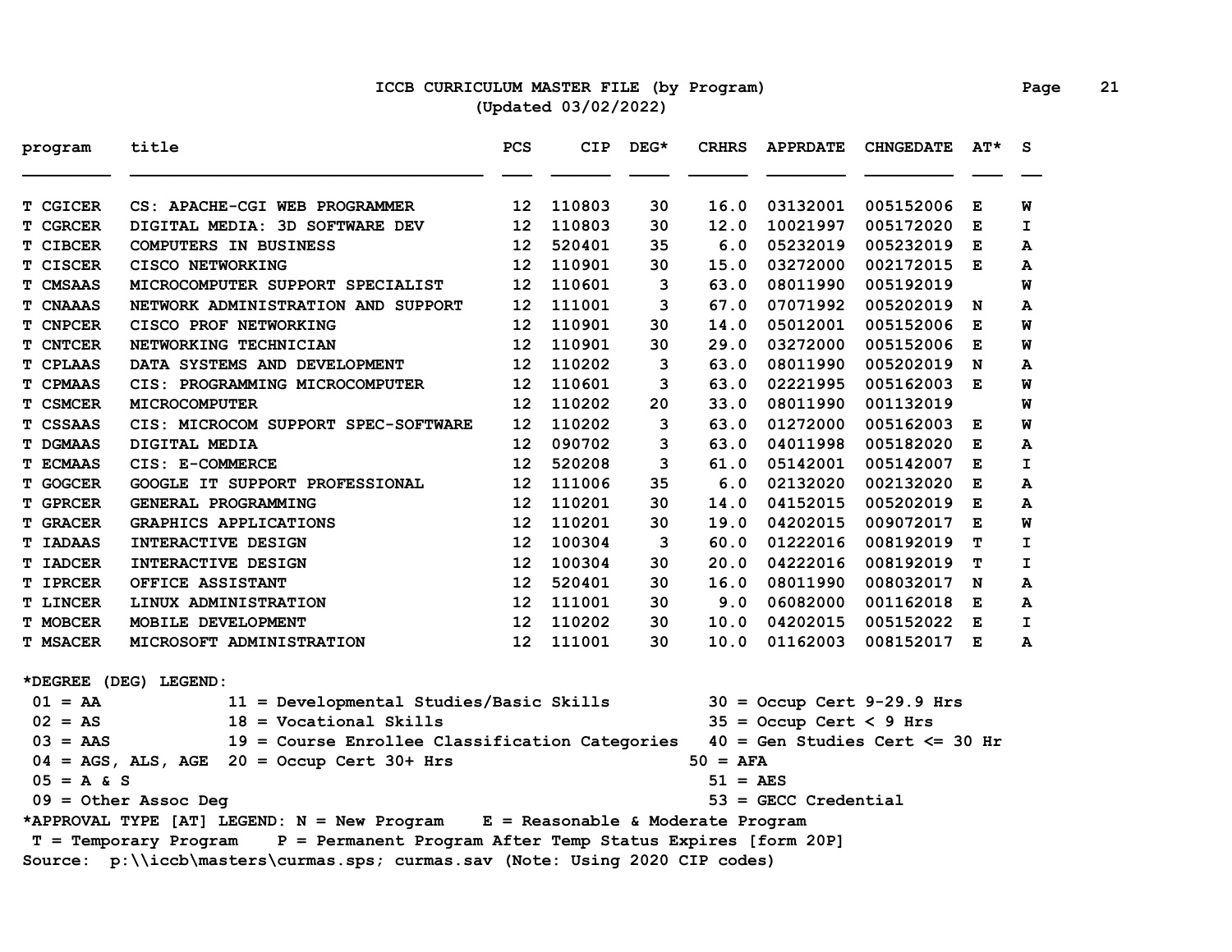# ICCB CURRICULUM MASTER FILE (by Program)

(Updated 03/02/2022)

| program | title | PCS | CIP | DEG* | CRHRS | APPRDATE | CHNGEDATE | AT* | S |
|---|---|---|---|---|---|---|---|---|---|
| T CGICER | CS: APACHE-CGI WEB PROGRAMMER | 12 | 110803 | 30 | 16.0 | 03132001 | 005152006 | E | W |
| T CGRCER | DIGITAL MEDIA: 3D SOFTWARE DEV | 12 | 110803 | 30 | 12.0 | 10021997 | 005172020 | E | I |
| T CIBCER | COMPUTERS IN BUSINESS | 12 | 520401 | 35 | 6.0 | 05232019 | 005232019 | E | A |
| T CISCER | CISCO NETWORKING | 12 | 110901 | 30 | 15.0 | 03272000 | 002172015 | E | A |
| T CMSAAS | MICROCOMPUTER SUPPORT SPECIALIST | 12 | 110601 | 3 | 63.0 | 08011990 | 005192019 | | W |
| T CNAAAS | NETWORK ADMINISTRATION AND SUPPORT | 12 | 111001 | 3 | 67.0 | 07071992 | 005202019 | N | A |
| T CNPCER | CISCO PROF NETWORKING | 12 | 110901 | 30 | 14.0 | 05012001 | 005152006 | E | W |
| T CNTCER | NETWORKING TECHNICIAN | 12 | 110901 | 30 | 29.0 | 03272000 | 005152006 | E | W |
| T CPLAAS | DATA SYSTEMS AND DEVELOPMENT | 12 | 110202 | 3 | 63.0 | 08011990 | 005202019 | N | A |
| T CPMAAS | CIS: PROGRAMMING MICROCOMPUTER | 12 | 110601 | 3 | 63.0 | 02221995 | 005162003 | E | W |
| T CSMCER | MICROCOMPUTER | 12 | 110202 | 20 | 33.0 | 08011990 | 001132019 | | W |
| T CSSAAS | CIS: MICROCOM SUPPORT SPEC-SOFTWARE | 12 | 110202 | 3 | 63.0 | 01272000 | 005162003 | E | W |
| T DGMAAS | DIGITAL MEDIA | 12 | 090702 | 3 | 63.0 | 04011998 | 005182020 | E | A |
| T ECMAAS | CIS: E-COMMERCE | 12 | 520208 | 3 | 61.0 | 05142001 | 005142007 | E | I |
| T GOGCER | GOOGLE IT SUPPORT PROFESSIONAL | 12 | 111006 | 35 | 6.0 | 02132020 | 002132020 | E | A |
| T GPRCER | GENERAL PROGRAMMING | 12 | 110201 | 30 | 14.0 | 04152015 | 005202019 | E | A |
| T GRACER | GRAPHICS APPLICATIONS | 12 | 110201 | 30 | 19.0 | 04202015 | 009072017 | E | W |
| T IADAAS | INTERACTIVE DESIGN | 12 | 100304 | 3 | 60.0 | 01222016 | 008192019 | T | I |
| T IADCER | INTERACTIVE DESIGN | 12 | 100304 | 30 | 20.0 | 04222016 | 008192019 | T | I |
| T IPRCER | OFFICE ASSISTANT | 12 | 520401 | 30 | 16.0 | 08011990 | 008032017 | N | A |
| T LINCER | LINUX ADMINISTRATION | 12 | 111001 | 30 | 9.0 | 06082000 | 001162018 | E | A |
| T MOBCER | MOBILE DEVELOPMENT | 12 | 110202 | 30 | 10.0 | 04202015 | 005152022 | E | I |
| T MSACER | MICROSOFT ADMINISTRATION | 12 | 111001 | 30 | 10.0 | 01162003 | 008152017 | E | A |

*DEGREE (DEG) LEGEND:

| | | |
|---|---|---|
| 01 = AA | 11 = Developmental Studies/Basic Skills | 30 = Occup Cert 9-29.9 Hrs |
| 02 = AS | 18 = Vocational Skills | 35 = Occup Cert < 9 Hrs |
| 03 = AAS | 19 = Course Enrollee Classification Categories | 40 = Gen Studies Cert <= 30 Hr |
| 04 = AGS, ALS, AGE | 20 = Occup Cert 30+ Hrs | 50 = AFA |
| 05 = A & S | | 51 = AES |
| 09 = Other Assoc Deg | | 53 = GECC Credential |

*APPROVAL TYPE [AT] LEGEND: N = New Program E = Reasonable & Moderate Program
T = Temporary Program P = Permanent Program After Temp Status Expires [form 20P]

Source: p:\\iccb\masters\curmas.sps; curmas.sav (Note: Using 2020 CIP codes)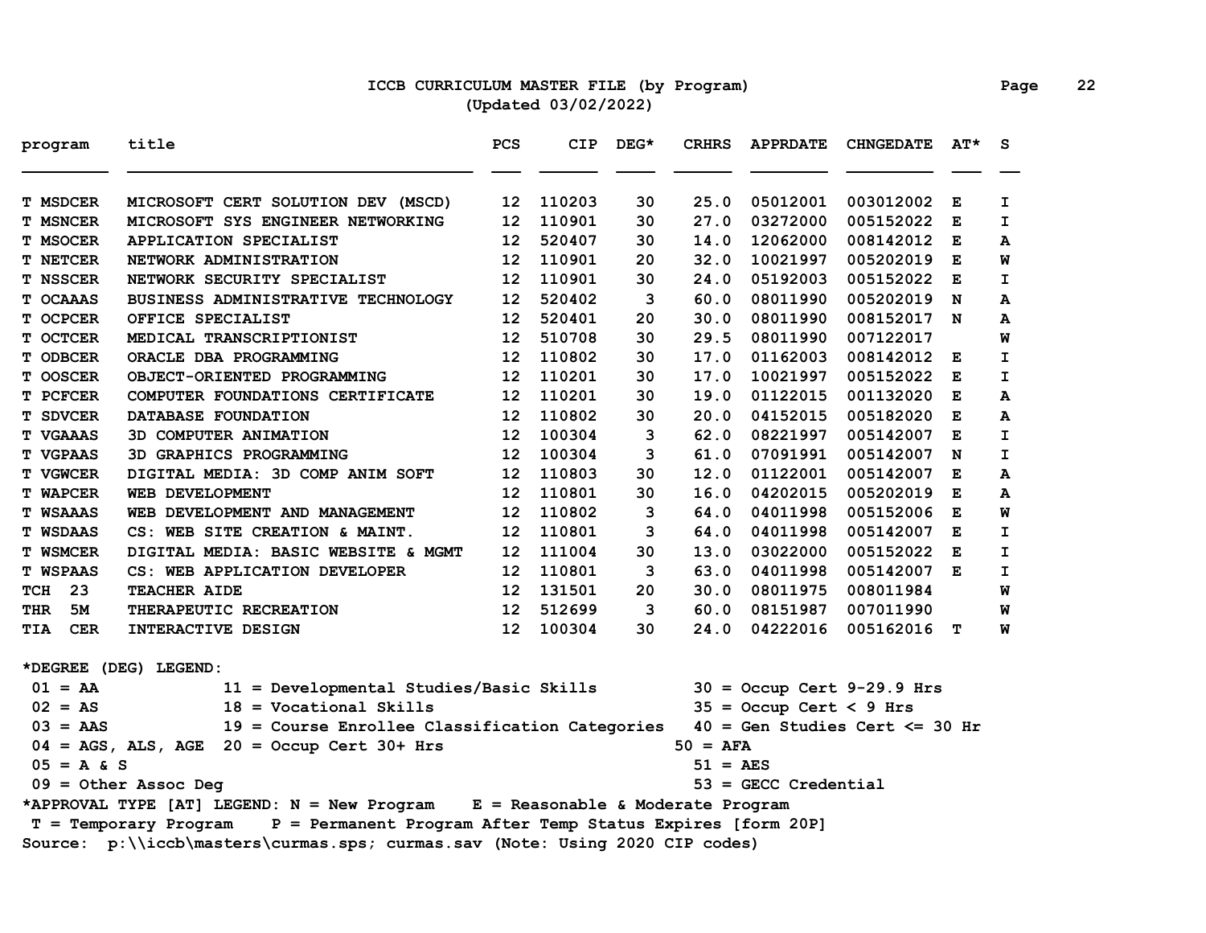# ICCB CURRICULUM MASTER FILE (by Program)

(Updated 03/02/2022)

| program | title | PCS | CIP | DEG* | CRHRS | APPRDATE | CHNGEDATE | AT* | S |
|---|---|---|---|---|---|---|---|---|---|
| T MSDCER | MICROSOFT CERT SOLUTION DEV (MSCD) | 12 | 110203 | 30 | 25.0 | 05012001 | 003012002 | E | I |
| T MSNCER | MICROSOFT SYS ENGINEER NETWORKING | 12 | 110901 | 30 | 27.0 | 03272000 | 005152022 | E | I |
| T MSOCER | APPLICATION SPECIALIST | 12 | 520407 | 30 | 14.0 | 12062000 | 008142012 | E | A |
| T NETCER | NETWORK ADMINISTRATION | 12 | 110901 | 20 | 32.0 | 10021997 | 005202019 | E | W |
| T NSSCER | NETWORK SECURITY SPECIALIST | 12 | 110901 | 30 | 24.0 | 05192003 | 005152022 | E | I |
| T OCAAAS | BUSINESS ADMINISTRATIVE TECHNOLOGY | 12 | 520402 | 3 | 60.0 | 08011990 | 005202019 | N | A |
| T OCPCER | OFFICE SPECIALIST | 12 | 520401 | 20 | 30.0 | 08011990 | 008152017 | N | A |
| T OCTCER | MEDICAL TRANSCRIPTIONIST | 12 | 510708 | 30 | 29.5 | 08011990 | 007122017 | | W |
| T ODBCER | ORACLE DBA PROGRAMMING | 12 | 110802 | 30 | 17.0 | 01162003 | 008142012 | E | I |
| T OOSCER | OBJECT-ORIENTED PROGRAMMING | 12 | 110201 | 30 | 17.0 | 10021997 | 005152022 | E | I |
| T PCFCER | COMPUTER FOUNDATIONS CERTIFICATE | 12 | 110201 | 30 | 19.0 | 01122015 | 001132020 | E | A |
| T SDVCER | DATABASE FOUNDATION | 12 | 110802 | 30 | 20.0 | 04152015 | 005182020 | E | A |
| T VGAAAS | 3D COMPUTER ANIMATION | 12 | 100304 | 3 | 62.0 | 08221997 | 005142007 | E | I |
| T VGPAAS | 3D GRAPHICS PROGRAMMING | 12 | 100304 | 3 | 61.0 | 07091991 | 005142007 | N | I |
| T VGWCER | DIGITAL MEDIA: 3D COMP ANIM SOFT | 12 | 110803 | 30 | 12.0 | 01122001 | 005142007 | E | A |
| T WAPCER | WEB DEVELOPMENT | 12 | 110801 | 30 | 16.0 | 04202015 | 005202019 | E | A |
| T WSAAAS | WEB DEVELOPMENT AND MANAGEMENT | 12 | 110802 | 3 | 64.0 | 04011998 | 005152006 | E | W |
| T WSDAAS | CS: WEB SITE CREATION & MAINT. | 12 | 110801 | 3 | 64.0 | 04011998 | 005142007 | E | I |
| T WSMCER | DIGITAL MEDIA: BASIC WEBSITE & MGMT | 12 | 111004 | 30 | 13.0 | 03022000 | 005152022 | E | I |
| T WSPAAS | CS: WEB APPLICATION DEVELOPER | 12 | 110801 | 3 | 63.0 | 04011998 | 005142007 | E | I |
| TCH 23 | TEACHER AIDE | 12 | 131501 | 20 | 30.0 | 08011975 | 008011984 | | W |
| THR 5M | THERAPEUTIC RECREATION | 12 | 512699 | 3 | 60.0 | 08151987 | 007011990 | | W |
| TIA CER | INTERACTIVE DESIGN | 12 | 100304 | 30 | 24.0 | 04222016 | 005162016 | T | W |

*DEGREE (DEG) LEGEND:

| | | |
|---|---|---|
| 01 = AA | 11 = Developmental Studies/Basic Skills | 30 = Occup Cert 9-29.9 Hrs |
| 02 = AS | 18 = Vocational Skills | 35 = Occup Cert < 9 Hrs |
| 03 = AAS | 19 = Course Enrollee Classification Categories | 40 = Gen Studies Cert <= 30 Hr |
| 04 = AGS, ALS, AGE | 20 = Occup Cert 30+ Hrs | 50 = AFA |
| 05 = A & S | | 51 = AES |
| 09 = Other Assoc Deg | | 53 = GECC Credential |

*APPROVAL TYPE [AT] LEGEND: N = New Program  E = Reasonable & Moderate Program
 T = Temporary Program  P = Permanent Program After Temp Status Expires [form 20P]

Source: p:\\iccb\masters\curmas.sps; curmas.sav (Note: Using 2020 CIP codes)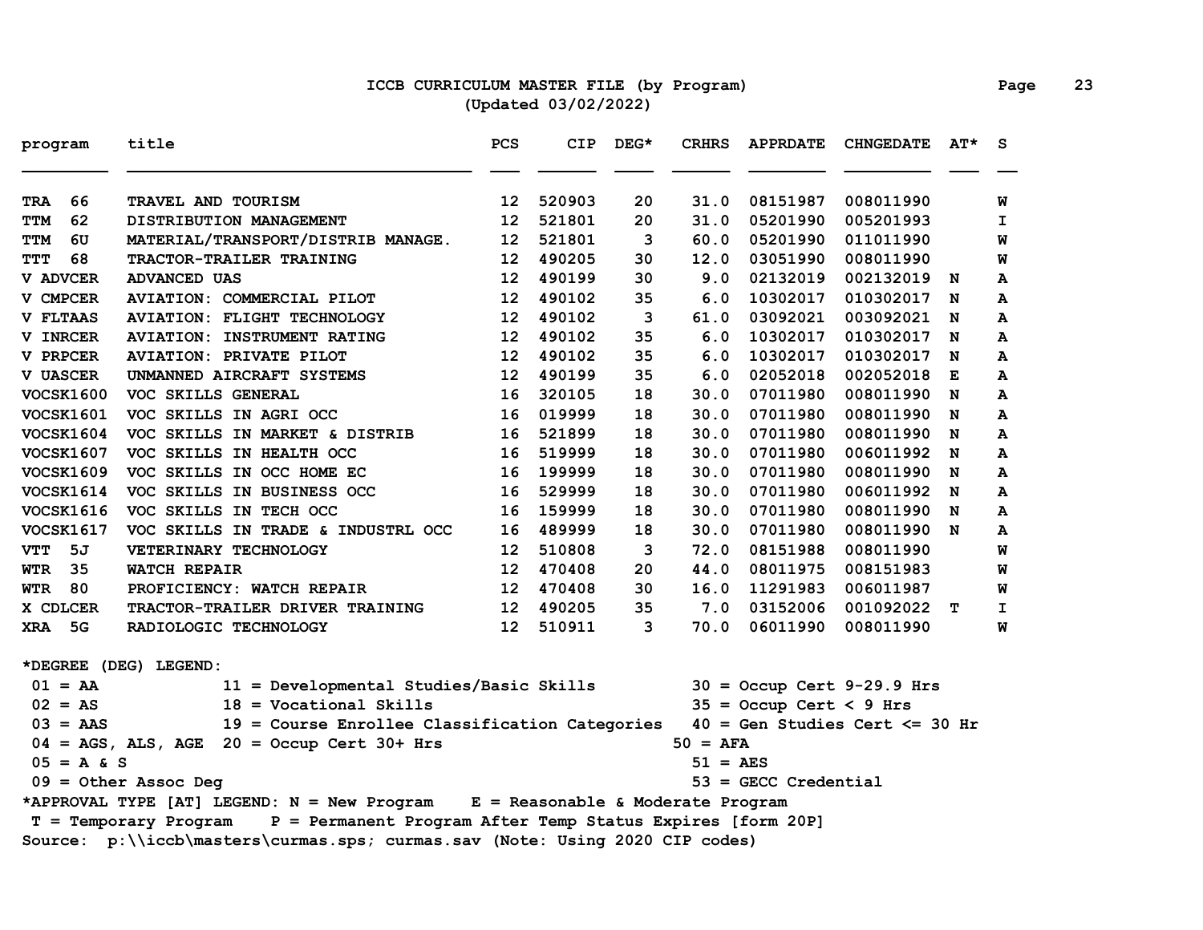# ICCB CURRICULUM MASTER FILE (by Program)
(Updated 03/02/2022)

| program | title | PCS | CIP | DEG* | CRHRS | APPRDATE | CHNGEDATE | AT* | S |
|---|---|---|---|---|---|---|---|---|---|
| TRA 66 | TRAVEL AND TOURISM | 12 | 520903 | 20 | 31.0 | 08151987 | 008011990 | | W |
| TTM 62 | DISTRIBUTION MANAGEMENT | 12 | 521801 | 20 | 31.0 | 05201990 | 005201993 | | I |
| TTM 6U | MATERIAL/TRANSPORT/DISTRIB MANAGE. | 12 | 521801 | 3 | 60.0 | 05201990 | 011011990 | | W |
| TTT 68 | TRACTOR-TRAILER TRAINING | 12 | 490205 | 30 | 12.0 | 03051990 | 008011990 | | W |
| V ADVCER | ADVANCED UAS | 12 | 490199 | 30 | 9.0 | 02132019 | 002132019 | N | A |
| V CMPCER | AVIATION: COMMERCIAL PILOT | 12 | 490102 | 35 | 6.0 | 10302017 | 010302017 | N | A |
| V FLTAAS | AVIATION: FLIGHT TECHNOLOGY | 12 | 490102 | 3 | 61.0 | 03092021 | 003092021 | N | A |
| V INRCER | AVIATION: INSTRUMENT RATING | 12 | 490102 | 35 | 6.0 | 10302017 | 010302017 | N | A |
| V PRPCER | AVIATION: PRIVATE PILOT | 12 | 490102 | 35 | 6.0 | 10302017 | 010302017 | N | A |
| V UASCER | UNMANNED AIRCRAFT SYSTEMS | 12 | 490199 | 35 | 6.0 | 02052018 | 002052018 | E | A |
| VOCSK1600 | VOC SKILLS GENERAL | 16 | 320105 | 18 | 30.0 | 07011980 | 008011990 | N | A |
| VOCSK1601 | VOC SKILLS IN AGRI OCC | 16 | 019999 | 18 | 30.0 | 07011980 | 008011990 | N | A |
| VOCSK1604 | VOC SKILLS IN MARKET & DISTRIB | 16 | 521899 | 18 | 30.0 | 07011980 | 008011990 | N | A |
| VOCSK1607 | VOC SKILLS IN HEALTH OCC | 16 | 519999 | 18 | 30.0 | 07011980 | 006011992 | N | A |
| VOCSK1609 | VOC SKILLS IN OCC HOME EC | 16 | 199999 | 18 | 30.0 | 07011980 | 008011990 | N | A |
| VOCSK1614 | VOC SKILLS IN BUSINESS OCC | 16 | 529999 | 18 | 30.0 | 07011980 | 006011992 | N | A |
| VOCSK1616 | VOC SKILLS IN TECH OCC | 16 | 159999 | 18 | 30.0 | 07011980 | 008011990 | N | A |
| VOCSK1617 | VOC SKILLS IN TRADE & INDUSTRL OCC | 16 | 489999 | 18 | 30.0 | 07011980 | 008011990 | N | A |
| VTT 5J | VETERINARY TECHNOLOGY | 12 | 510808 | 3 | 72.0 | 08151988 | 008011990 | | W |
| WTR 35 | WATCH REPAIR | 12 | 470408 | 20 | 44.0 | 08011975 | 008151983 | | W |
| WTR 80 | PROFICIENCY: WATCH REPAIR | 12 | 470408 | 30 | 16.0 | 11291983 | 006011987 | | W |
| X CDLCER | TRACTOR-TRAILER DRIVER TRAINING | 12 | 490205 | 35 | 7.0 | 03152006 | 001092022 | T | I |
| XRA 5G | RADIOLOGIC TECHNOLOGY | 12 | 510911 | 3 | 70.0 | 06011990 | 008011990 | | W |

*DEGREE (DEG) LEGEND:

| | | |
|---|---|---|
| 01 = AA | 11 = Developmental Studies/Basic Skills | 30 = Occup Cert 9-29.9 Hrs |
| 02 = AS | 18 = Vocational Skills | 35 = Occup Cert < 9 Hrs |
| 03 = AAS | 19 = Course Enrollee Classification Categories | 40 = Gen Studies Cert <= 30 Hr |
| 04 = AGS, ALS, AGE | 20 = Occup Cert 30+ Hrs | 50 = AFA |
| 05 = A & S | | 51 = AES |
| 09 = Other Assoc Deg | | 53 = GECC Credential |

*APPROVAL TYPE [AT] LEGEND: N = New Program E = Reasonable & Moderate Program
T = Temporary Program P = Permanent Program After Temp Status Expires [form 20P]

Source: p:\\iccb\masters\curmas.sps; curmas.sav (Note: Using 2020 CIP codes)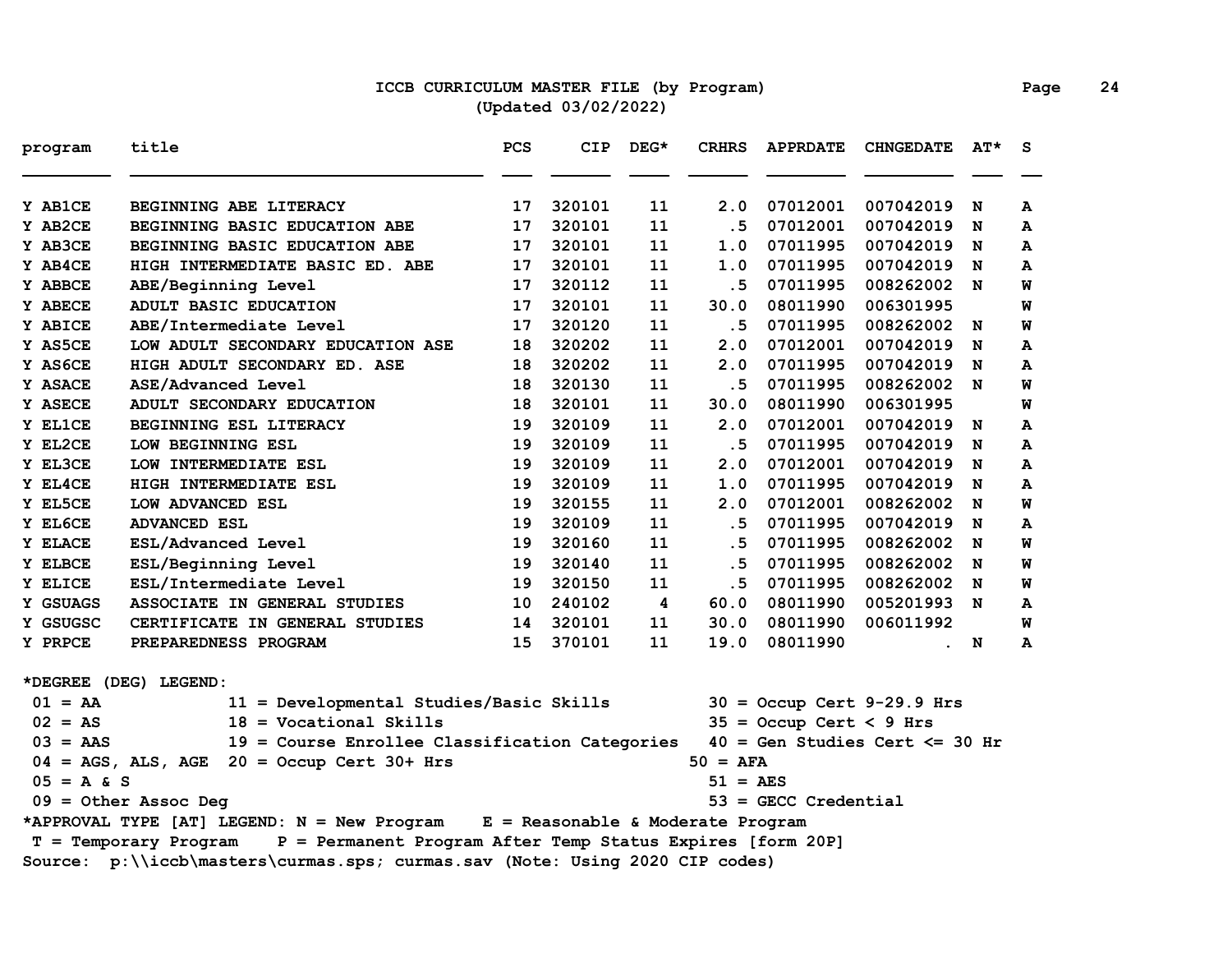# ICCB CURRICULUM MASTER FILE (by Program)

(Updated 03/02/2022)

| program | title | PCS | CIP | DEG* | CRHRS | APPRDATE | CHNGEDATE | AT* | S |
|---|---|---|---|---|---|---|---|---|---|
| Y AB1CE | BEGINNING ABE LITERACY | 17 | 320101 | 11 | 2.0 | 07012001 | 007042019 | N | A |
| Y AB2CE | BEGINNING BASIC EDUCATION ABE | 17 | 320101 | 11 | .5 | 07012001 | 007042019 | N | A |
| Y AB3CE | BEGINNING BASIC EDUCATION ABE | 17 | 320101 | 11 | 1.0 | 07011995 | 007042019 | N | A |
| Y AB4CE | HIGH INTERMEDIATE BASIC ED. ABE | 17 | 320101 | 11 | 1.0 | 07011995 | 007042019 | N | A |
| Y ABBCE | ABE/Beginning Level | 17 | 320112 | 11 | .5 | 07011995 | 008262002 | N | W |
| Y ABECE | ADULT BASIC EDUCATION | 17 | 320101 | 11 | 30.0 | 08011990 | 006301995 | | W |
| Y ABICE | ABE/Intermediate Level | 17 | 320120 | 11 | .5 | 07011995 | 008262002 | N | W |
| Y AS5CE | LOW ADULT SECONDARY EDUCATION ASE | 18 | 320202 | 11 | 2.0 | 07012001 | 007042019 | N | A |
| Y AS6CE | HIGH ADULT SECONDARY ED. ASE | 18 | 320202 | 11 | 2.0 | 07011995 | 007042019 | N | A |
| Y ASACE | ASE/Advanced Level | 18 | 320130 | 11 | .5 | 07011995 | 008262002 | N | W |
| Y ASECE | ADULT SECONDARY EDUCATION | 18 | 320101 | 11 | 30.0 | 08011990 | 006301995 | | W |
| Y EL1CE | BEGINNING ESL LITERACY | 19 | 320109 | 11 | 2.0 | 07012001 | 007042019 | N | A |
| Y EL2CE | LOW BEGINNING ESL | 19 | 320109 | 11 | .5 | 07011995 | 007042019 | N | A |
| Y EL3CE | LOW INTERMEDIATE ESL | 19 | 320109 | 11 | 2.0 | 07012001 | 007042019 | N | A |
| Y EL4CE | HIGH INTERMEDIATE ESL | 19 | 320109 | 11 | 1.0 | 07011995 | 007042019 | N | A |
| Y EL5CE | LOW ADVANCED ESL | 19 | 320155 | 11 | 2.0 | 07012001 | 008262002 | N | W |
| Y EL6CE | ADVANCED ESL | 19 | 320109 | 11 | .5 | 07011995 | 007042019 | N | A |
| Y ELACE | ESL/Advanced Level | 19 | 320160 | 11 | .5 | 07011995 | 008262002 | N | W |
| Y ELBCE | ESL/Beginning Level | 19 | 320140 | 11 | .5 | 07011995 | 008262002 | N | W |
| Y ELICE | ESL/Intermediate Level | 19 | 320150 | 11 | .5 | 07011995 | 008262002 | N | W |
| Y GSUAGS | ASSOCIATE IN GENERAL STUDIES | 10 | 240102 | 4 | 60.0 | 08011990 | 005201993 | N | A |
| Y GSUGSC | CERTIFICATE IN GENERAL STUDIES | 14 | 320101 | 11 | 30.0 | 08011990 | 006011992 | | W |
| Y PRPCE | PREPAREDNESS PROGRAM | 15 | 370101 | 11 | 19.0 | 08011990 | . | N | A |

*DEGREE (DEG) LEGEND:

01 = AA
02 = AS
03 = AAS
04 = AGS, ALS, AGE
05 = A & S
09 = Other Assoc Deg
11 = Developmental Studies/Basic Skills
18 = Vocational Skills
19 = Course Enrollee Classification Categories
20 = Occup Cert 30+ Hrs
30 = Occup Cert 9-29.9 Hrs
35 = Occup Cert < 9 Hrs
40 = Gen Studies Cert <= 30 Hr
50 = AFA
51 = AES
53 = GECC Credential

*APPROVAL TYPE [AT] LEGEND: N = New Program E = Reasonable & Moderate Program
T = Temporary Program P = Permanent Program After Temp Status Expires [form 20P]

Source: p:\\iccb\masters\curmas.sps; curmas.sav (Note: Using 2020 CIP codes)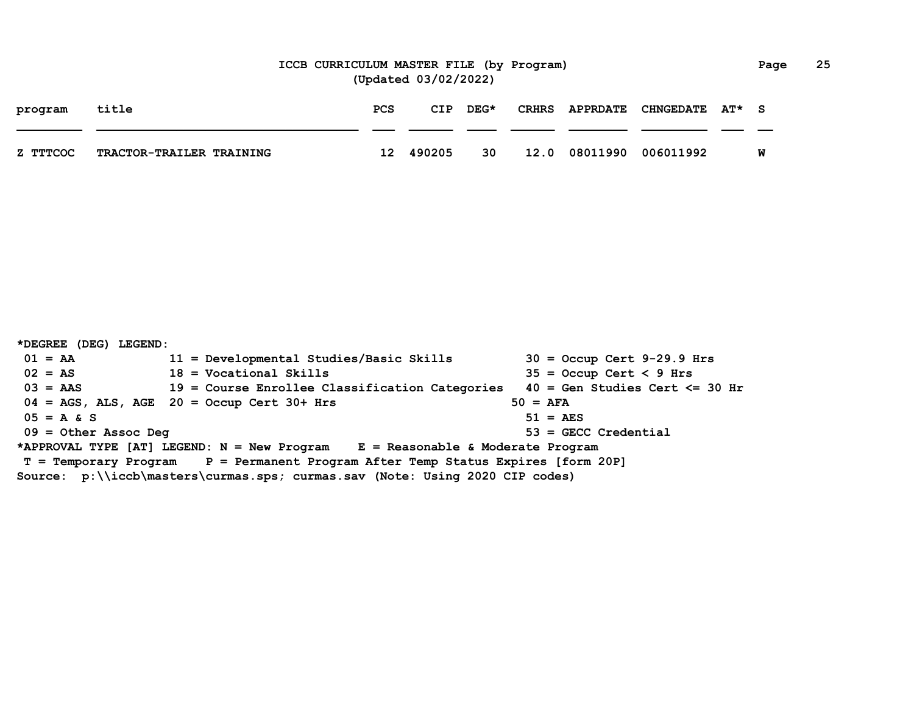# ICCB CURRICULUM MASTER FILE (by Program)

(Updated 03/02/2022)

| program | title | PCS | CIP | DEG* | CRHRS | APPRDATE | CHNGEDATE | AT* | S |
|---|---|---|---|---|---|---|---|---|---|
| Z TTTCOC | TRACTOR-TRAILER TRAINING | 12 | 490205 | 30 | 12.0 | 08011990 | 006011992 | | W |

*DEGREE (DEG) LEGEND:

- 01 = AA
- 02 = AS
- 03 = AAS
- 04 = AGS, ALS, AGE
- 05 = A & S
- 09 = Other Assoc Deg
- 11 = Developmental Studies/Basic Skills
- 18 = Vocational Skills
- 19 = Course Enrollee Classification Categories
- 20 = Occup Cert 30+ Hrs
- 30 = Occup Cert 9-29.9 Hrs
- 35 = Occup Cert < 9 Hrs
- 40 = Gen Studies Cert <= 30 Hr
- 50 = AFA
- 51 = AES
- 53 = GECC Credential

*APPROVAL TYPE [AT] LEGEND: N = New Program E = Reasonable & Moderate Program
T = Temporary Program P = Permanent Program After Temp Status Expires [form 20P]

Source: p:\\iccb\masters\curmas.sps; curmas.sav (Note: Using 2020 CIP codes)